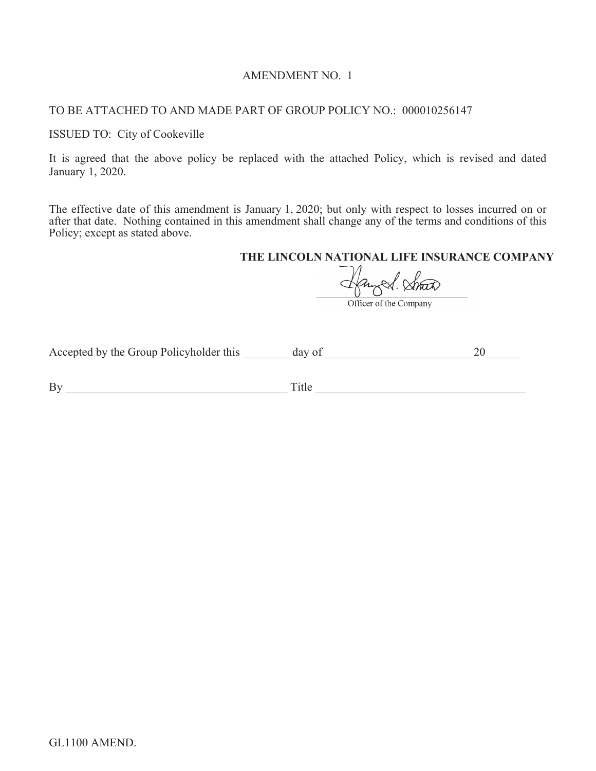# AMENDMENT NO. 1

TO BE ATTACHED TO AND MADE PART OF GROUP POLICY NO.: 000010256147

ISSUED TO: City of Cookeville

It is agreed that the above policy be replaced with the attached Policy, which is revised and dated January 1, 2020.

The effective date of this amendment is January 1, 2020; but only with respect to losses incurred on or after that date. Nothing contained in this amendment shall change any of the terms and conditions of this Policy; except as stated above.

**THE LINCOLN NATIONAL LIFE INSURANCE COMPANY**

Officer of the Company

Accepted by the Group Policyholder this ________ day of _________________________ 20______

By _____________________________________ Title ____________________________________

GL1100 AMEND.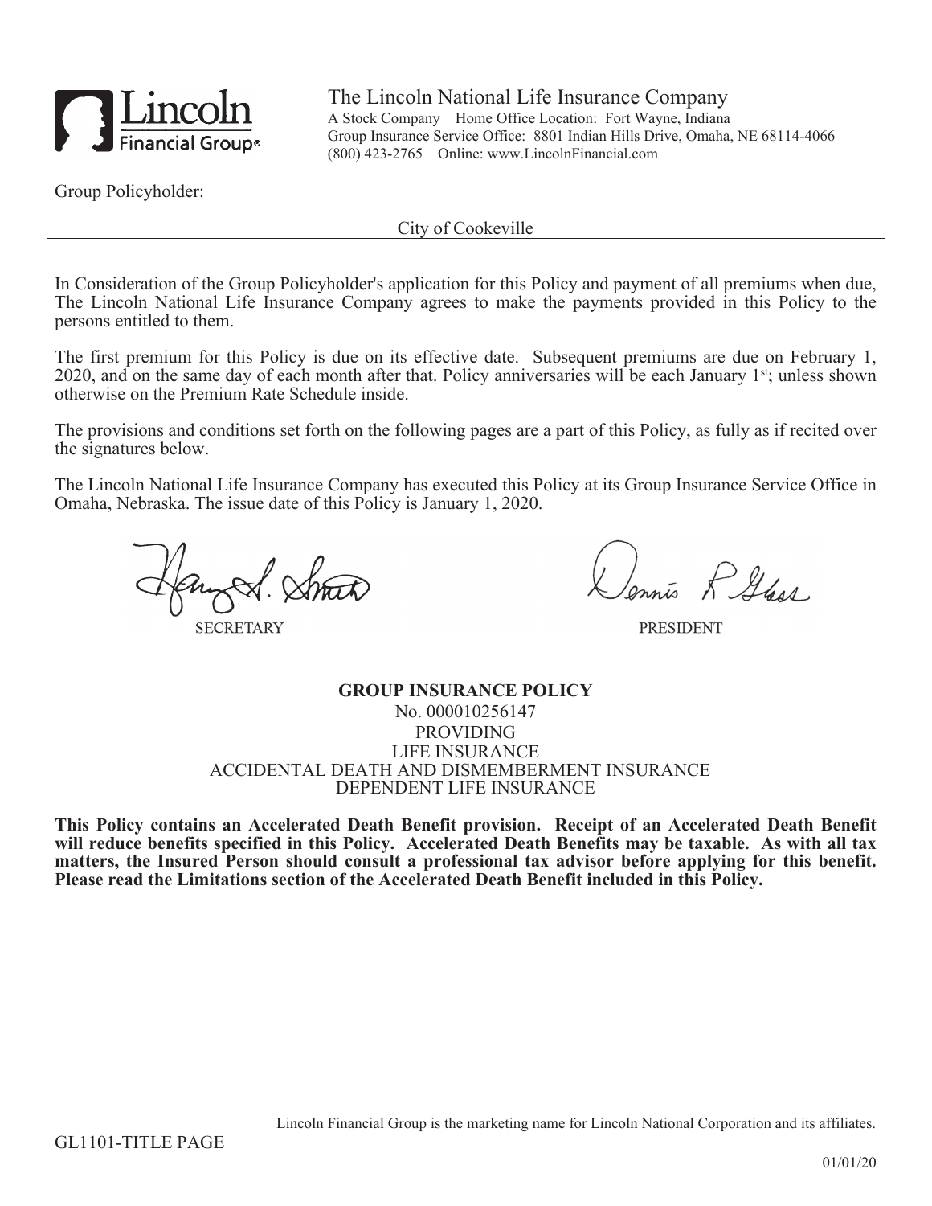The Lincoln National Life Insurance Company
A Stock Company Home Office Location: Fort Wayne, Indiana
Group Insurance Service Office: 8801 Indian Hills Drive, Omaha, NE 68114-4066
(800) 423-2765 Online: www.LincolnFinancial.com

Group Policyholder:

City of Cookeville

In Consideration of the Group Policyholder's application for this Policy and payment of all premiums when due, The Lincoln National Life Insurance Company agrees to make the payments provided in this Policy to the persons entitled to them.

The first premium for this Policy is due on its effective date. Subsequent premiums are due on February 1, 2020, and on the same day of each month after that. Policy anniversaries will be each January 1st; unless shown otherwise on the Premium Rate Schedule inside.

The provisions and conditions set forth on the following pages are a part of this Policy, as fully as if recited over the signatures below.

The Lincoln National Life Insurance Company has executed this Policy at its Group Insurance Service Office in Omaha, Nebraska. The issue date of this Policy is January 1, 2020.

SECRETARY

PRESIDENT

**GROUP INSURANCE POLICY**
No. 000010256147
PROVIDING
LIFE INSURANCE
ACCIDENTAL DEATH AND DISMEMBERMENT INSURANCE
DEPENDENT LIFE INSURANCE

**This Policy contains an Accelerated Death Benefit provision. Receipt of an Accelerated Death Benefit will reduce benefits specified in this Policy. Accelerated Death Benefits may be taxable. As with all tax matters, the Insured Person should consult a professional tax advisor before applying for this benefit. Please read the Limitations section of the Accelerated Death Benefit included in this Policy.**

Lincoln Financial Group is the marketing name for Lincoln National Corporation and its affiliates.

GL1101-TITLE PAGE

01/01/20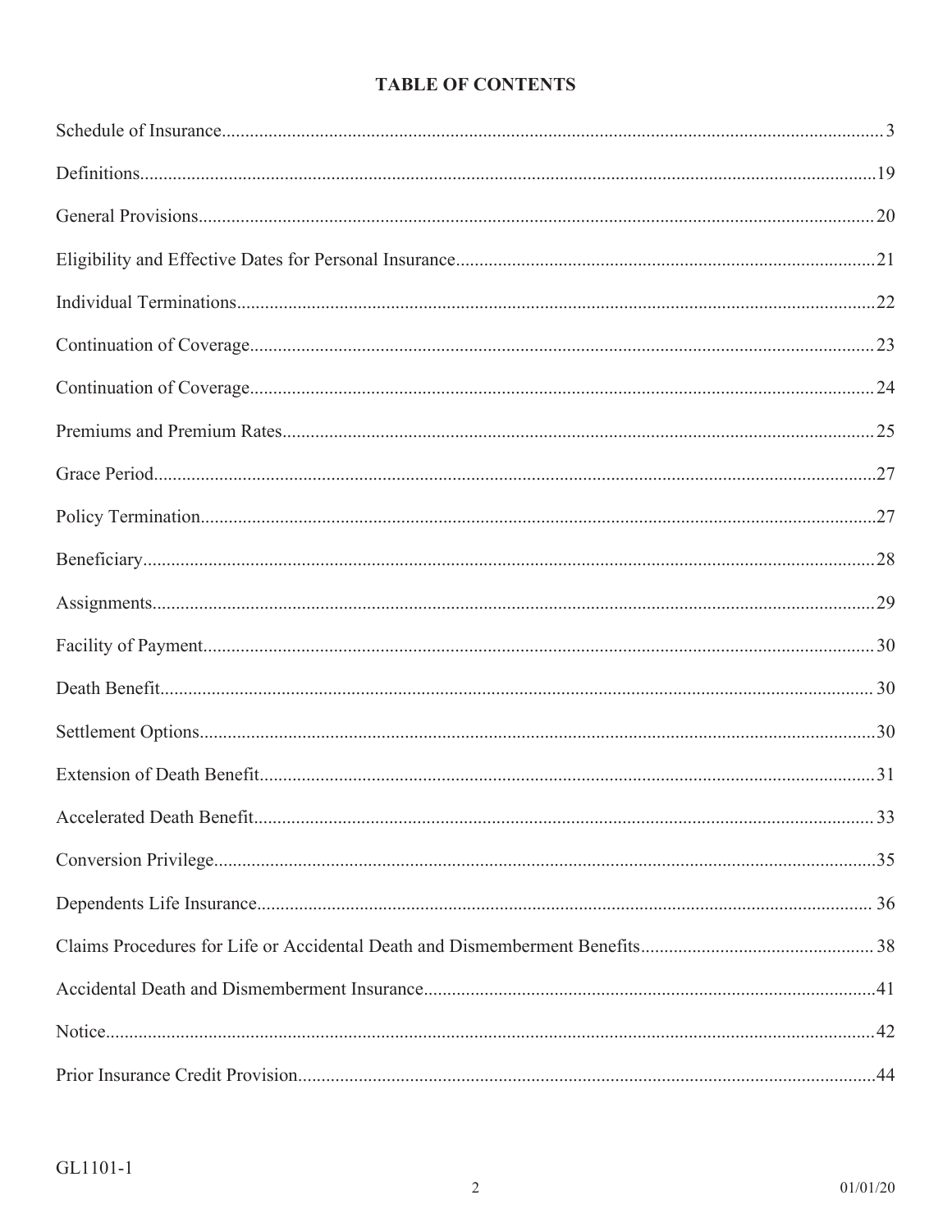# TABLE OF CONTENTS

| Section | Page |
|---|---|
| Schedule of Insurance | 3 |
| Definitions | 19 |
| General Provisions | 20 |
| Eligibility and Effective Dates for Personal Insurance | 21 |
| Individual Terminations | 22 |
| Continuation of Coverage | 23 |
| Continuation of Coverage | 24 |
| Premiums and Premium Rates | 25 |
| Grace Period | 27 |
| Policy Termination | 27 |
| Beneficiary | 28 |
| Assignments | 29 |
| Facility of Payment | 30 |
| Death Benefit | 30 |
| Settlement Options | 30 |
| Extension of Death Benefit | 31 |
| Accelerated Death Benefit | 33 |
| Conversion Privilege | 35 |
| Dependents Life Insurance | 36 |
| Claims Procedures for Life or Accidental Death and Dismemberment Benefits | 38 |
| Accidental Death and Dismemberment Insurance | 41 |
| Notice | 42 |
| Prior Insurance Credit Provision | 44 |

GL1101-1

01/01/20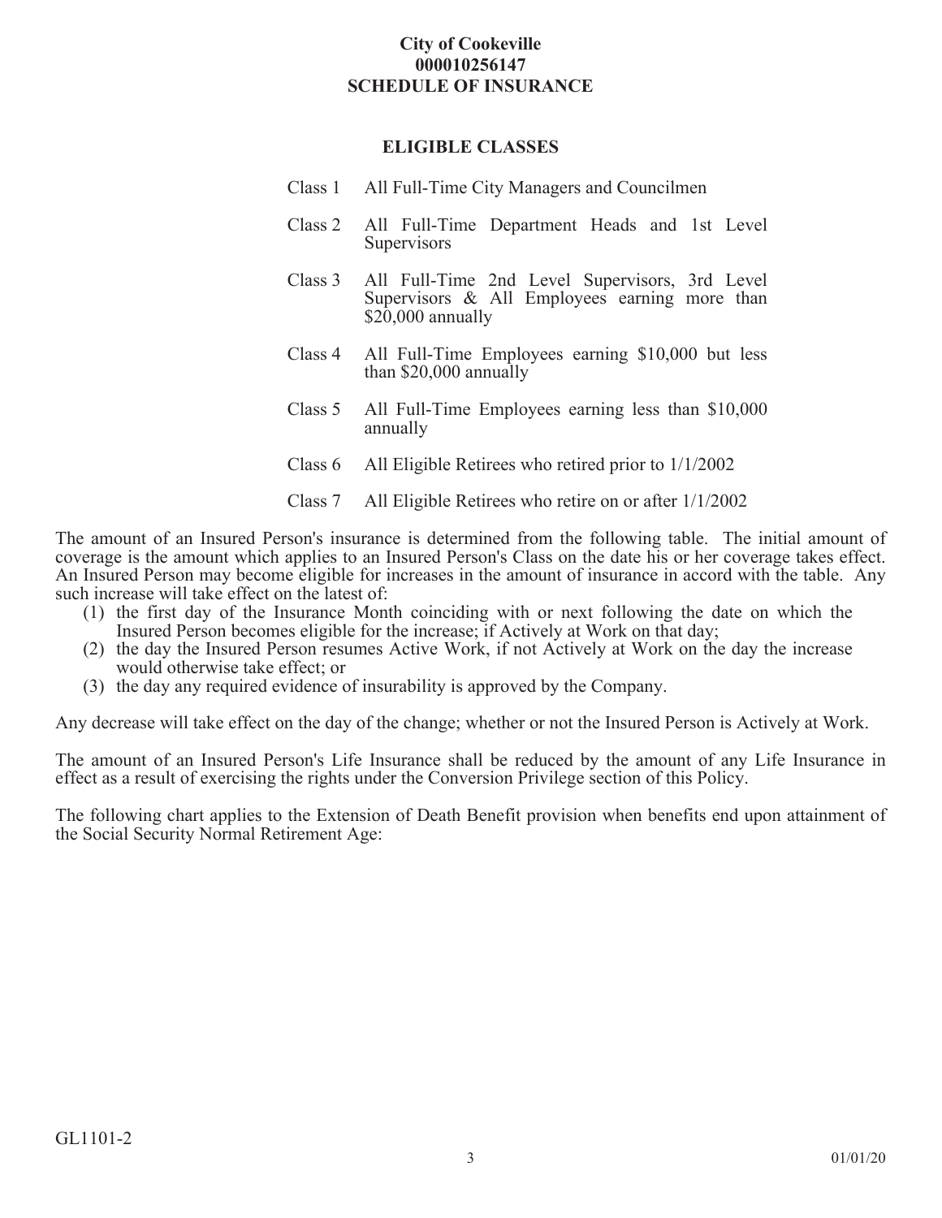**City of Cookeville**
**000010256147**
**SCHEDULE OF INSURANCE**

**ELIGIBLE CLASSES**

| | |
|---|---|
| Class 1 | All Full-Time City Managers and Councilmen |
| Class 2 | All Full-Time Department Heads and 1st Level Supervisors |
| Class 3 | All Full-Time 2nd Level Supervisors, 3rd Level Supervisors & All Employees earning more than $20,000 annually |
| Class 4 | All Full-Time Employees earning $10,000 but less than $20,000 annually |
| Class 5 | All Full-Time Employees earning less than $10,000 annually |
| Class 6 | All Eligible Retirees who retired prior to 1/1/2002 |
| Class 7 | All Eligible Retirees who retire on or after 1/1/2002 |

The amount of an Insured Person's insurance is determined from the following table. The initial amount of coverage is the amount which applies to an Insured Person's Class on the date his or her coverage takes effect. An Insured Person may become eligible for increases in the amount of insurance in accord with the table. Any such increase will take effect on the latest of:

(1) the first day of the Insurance Month coinciding with or next following the date on which the Insured Person becomes eligible for the increase; if Actively at Work on that day;
(2) the day the Insured Person resumes Active Work, if not Actively at Work on the day the increase would otherwise take effect; or
(3) the day any required evidence of insurability is approved by the Company.

Any decrease will take effect on the day of the change; whether or not the Insured Person is Actively at Work.

The amount of an Insured Person's Life Insurance shall be reduced by the amount of any Life Insurance in effect as a result of exercising the rights under the Conversion Privilege section of this Policy.

The following chart applies to the Extension of Death Benefit provision when benefits end upon attainment of the Social Security Normal Retirement Age:

GL1101-2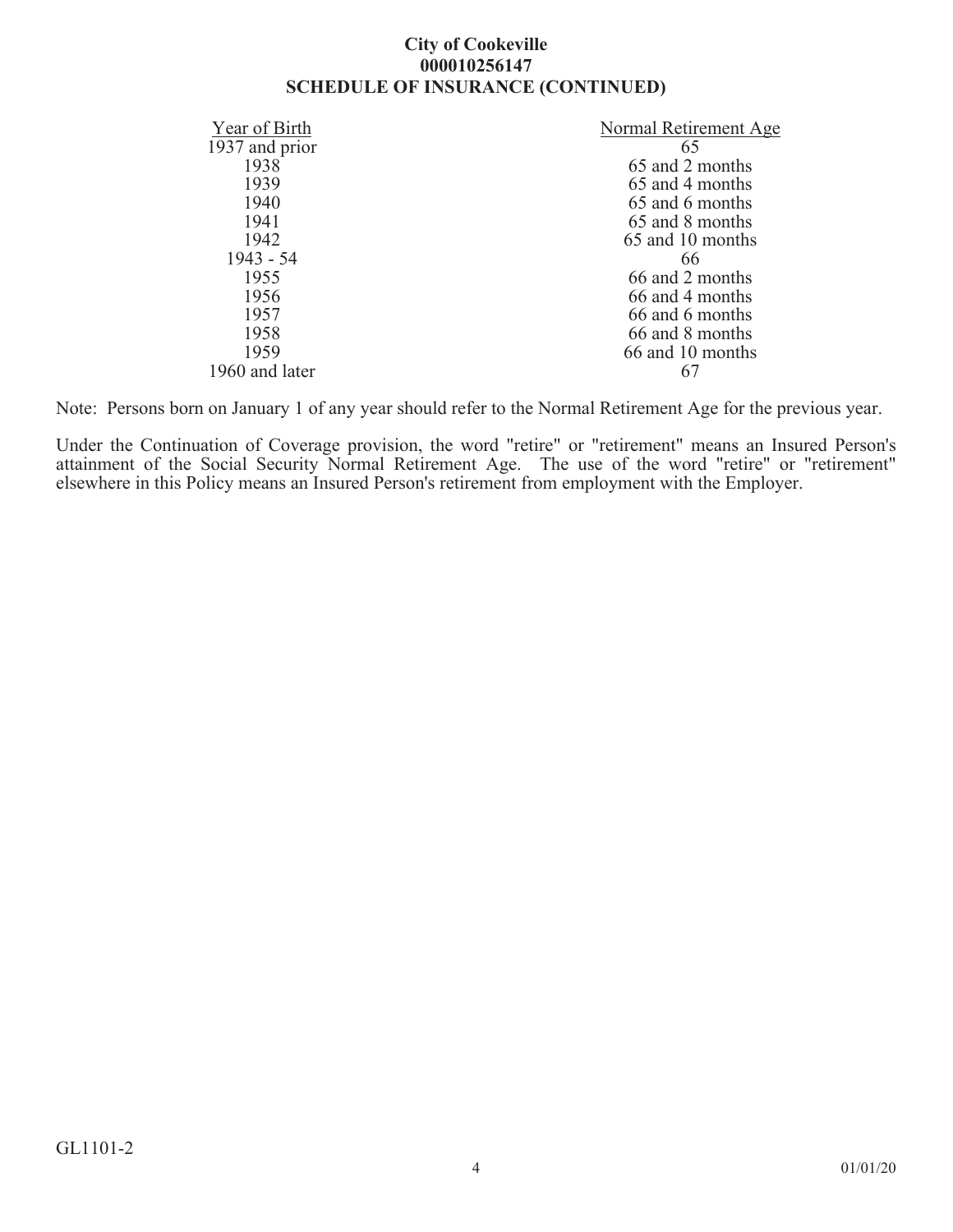**City of Cookeville**
**000010256147**
**SCHEDULE OF INSURANCE (CONTINUED)**

| Year of Birth | Normal Retirement Age |
|---|---|
| 1937 and prior | 65 |
| 1938 | 65 and 2 months |
| 1939 | 65 and 4 months |
| 1940 | 65 and 6 months |
| 1941 | 65 and 8 months |
| 1942 | 65 and 10 months |
| 1943 - 54 | 66 |
| 1955 | 66 and 2 months |
| 1956 | 66 and 4 months |
| 1957 | 66 and 6 months |
| 1958 | 66 and 8 months |
| 1959 | 66 and 10 months |
| 1960 and later | 67 |

Note: Persons born on January 1 of any year should refer to the Normal Retirement Age for the previous year.

Under the Continuation of Coverage provision, the word "retire" or "retirement" means an Insured Person's attainment of the Social Security Normal Retirement Age. The use of the word "retire" or "retirement" elsewhere in this Policy means an Insured Person's retirement from employment with the Employer.

GL1101-2

01/01/20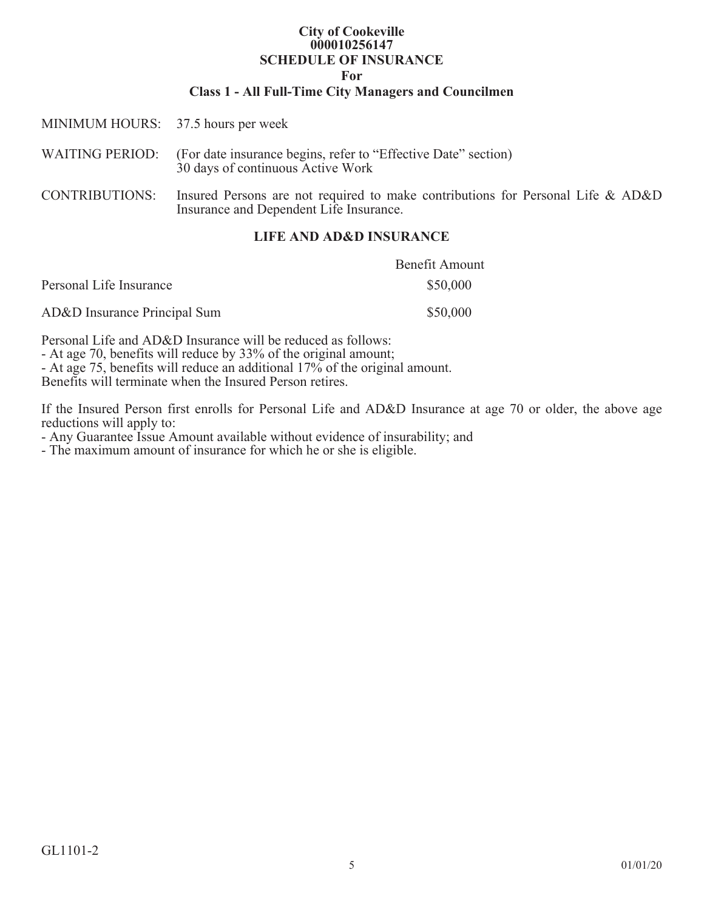# City of Cookeville
# 000010256147
# SCHEDULE OF INSURANCE
# For
# Class 1 - All Full-Time City Managers and Councilmen

MINIMUM HOURS: 37.5 hours per week

WAITING PERIOD: (For date insurance begins, refer to "Effective Date" section)
30 days of continuous Active Work

CONTRIBUTIONS: Insured Persons are not required to make contributions for Personal Life & AD&D Insurance and Dependent Life Insurance.

## LIFE AND AD&D INSURANCE

| | Benefit Amount |
|---|---|
| Personal Life Insurance | $50,000 |
| AD&D Insurance Principal Sum | $50,000 |

Personal Life and AD&D Insurance will be reduced as follows:
- At age 70, benefits will reduce by 33% of the original amount;
- At age 75, benefits will reduce an additional 17% of the original amount.

Benefits will terminate when the Insured Person retires.

If the Insured Person first enrolls for Personal Life and AD&D Insurance at age 70 or older, the above age reductions will apply to:
- Any Guarantee Issue Amount available without evidence of insurability; and
- The maximum amount of insurance for which he or she is eligible.

GL1101-2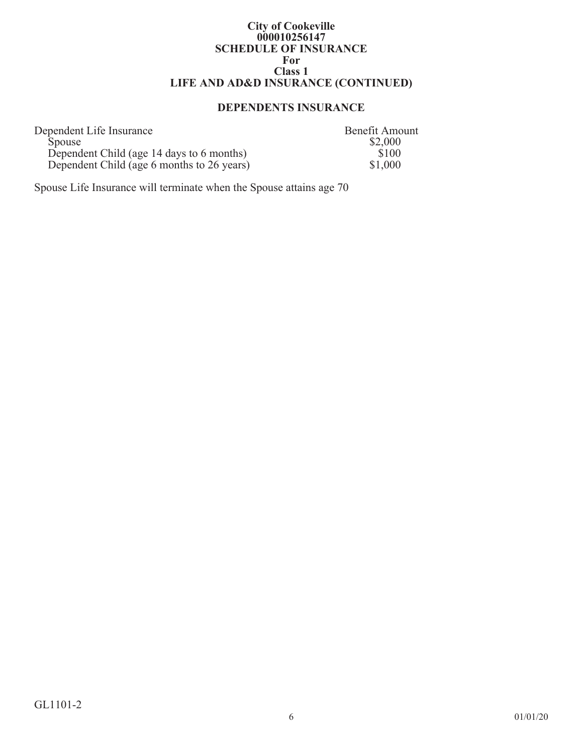# City of Cookeville
## 000010256147
## SCHEDULE OF INSURANCE
## For
## Class 1
## LIFE AND AD&D INSURANCE (CONTINUED)

### DEPENDENTS INSURANCE

| Dependent Life Insurance | Benefit Amount |
|---|---|
| Spouse | $2,000 |
| Dependent Child (age 14 days to 6 months) | $100 |
| Dependent Child (age 6 months to 26 years) | $1,000 |

Spouse Life Insurance will terminate when the Spouse attains age 70

GL1101-2

01/01/20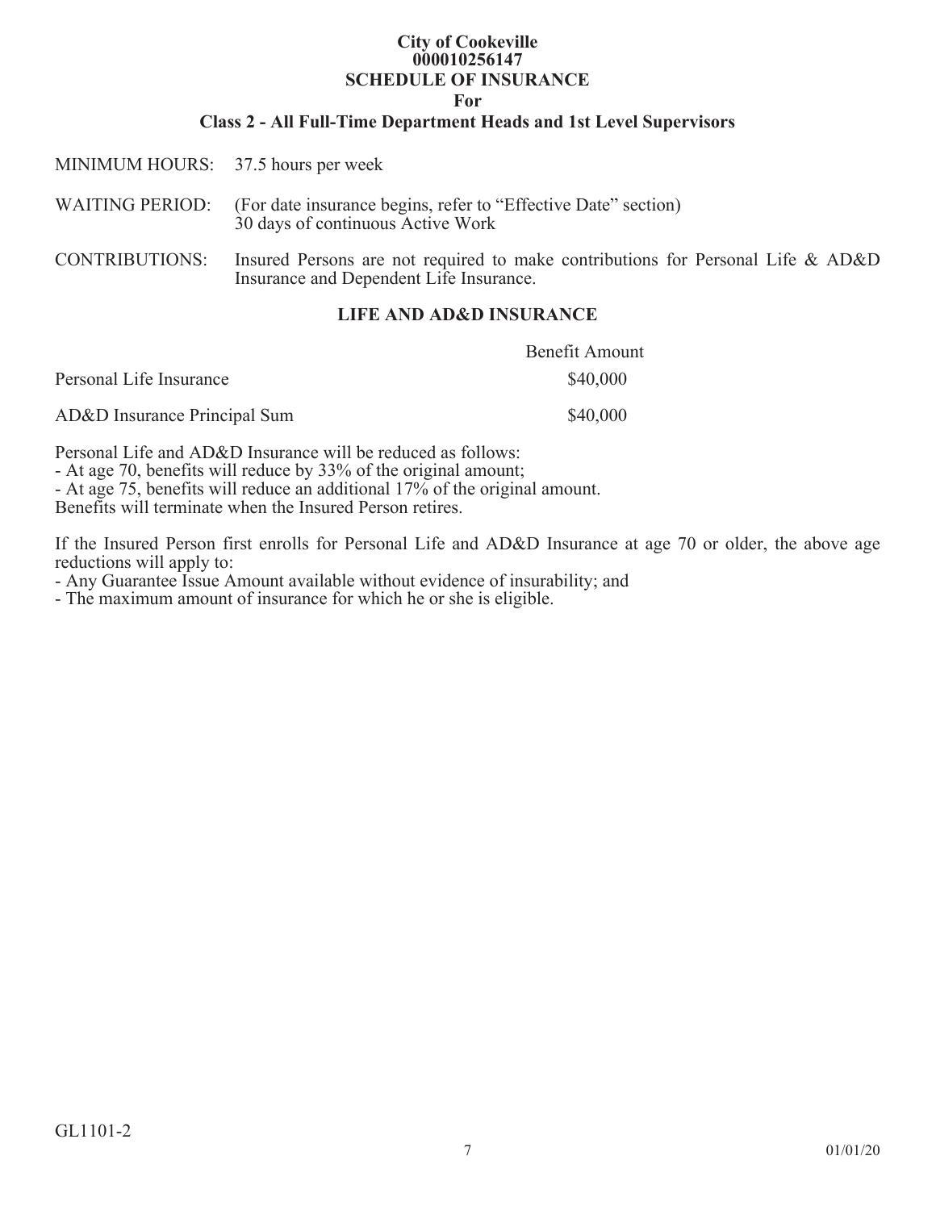**City of Cookeville**
**000010256147**
**SCHEDULE OF INSURANCE**
**For**
**Class 2 - All Full-Time Department Heads and 1st Level Supervisors**

MINIMUM HOURS: 37.5 hours per week

WAITING PERIOD: (For date insurance begins, refer to "Effective Date" section)
30 days of continuous Active Work

CONTRIBUTIONS: Insured Persons are not required to make contributions for Personal Life & AD&D Insurance and Dependent Life Insurance.

## LIFE AND AD&D INSURANCE

| | Benefit Amount |
|---|---|
| Personal Life Insurance | $40,000 |
| AD&D Insurance Principal Sum | $40,000 |

Personal Life and AD&D Insurance will be reduced as follows:
- At age 70, benefits will reduce by 33% of the original amount;
- At age 75, benefits will reduce an additional 17% of the original amount.

Benefits will terminate when the Insured Person retires.

If the Insured Person first enrolls for Personal Life and AD&D Insurance at age 70 or older, the above age reductions will apply to:
- Any Guarantee Issue Amount available without evidence of insurability; and
- The maximum amount of insurance for which he or she is eligible.

GL1101-2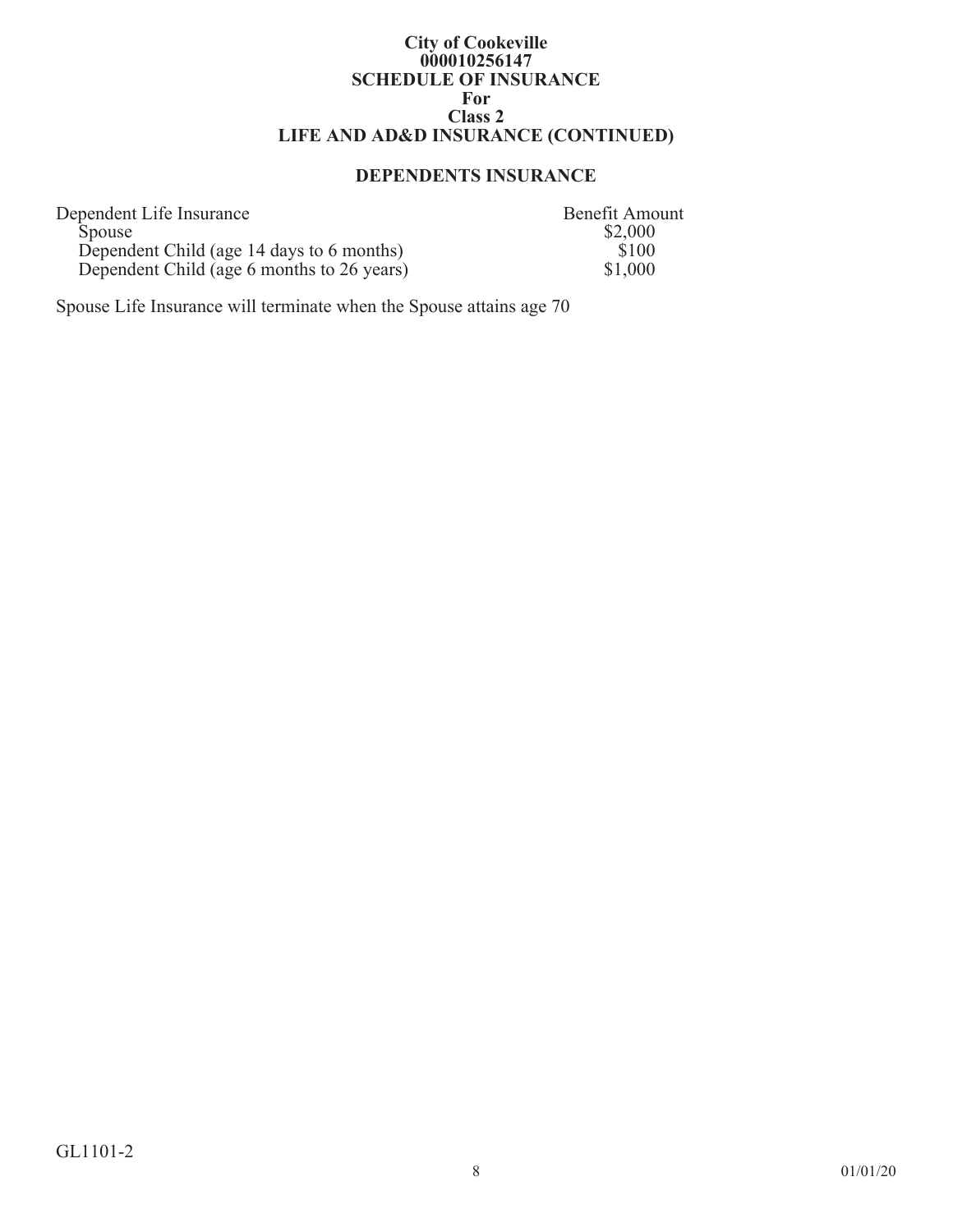**City of Cookeville**
**000010256147**
**SCHEDULE OF INSURANCE**
**For**
**Class 2**
**LIFE AND AD&D INSURANCE (CONTINUED)**

## DEPENDENTS INSURANCE

| Dependent Life Insurance | Benefit Amount |
|---|---|
| Spouse | $2,000 |
| Dependent Child (age 14 days to 6 months) | $100 |
| Dependent Child (age 6 months to 26 years) | $1,000 |

Spouse Life Insurance will terminate when the Spouse attains age 70

GL1101-2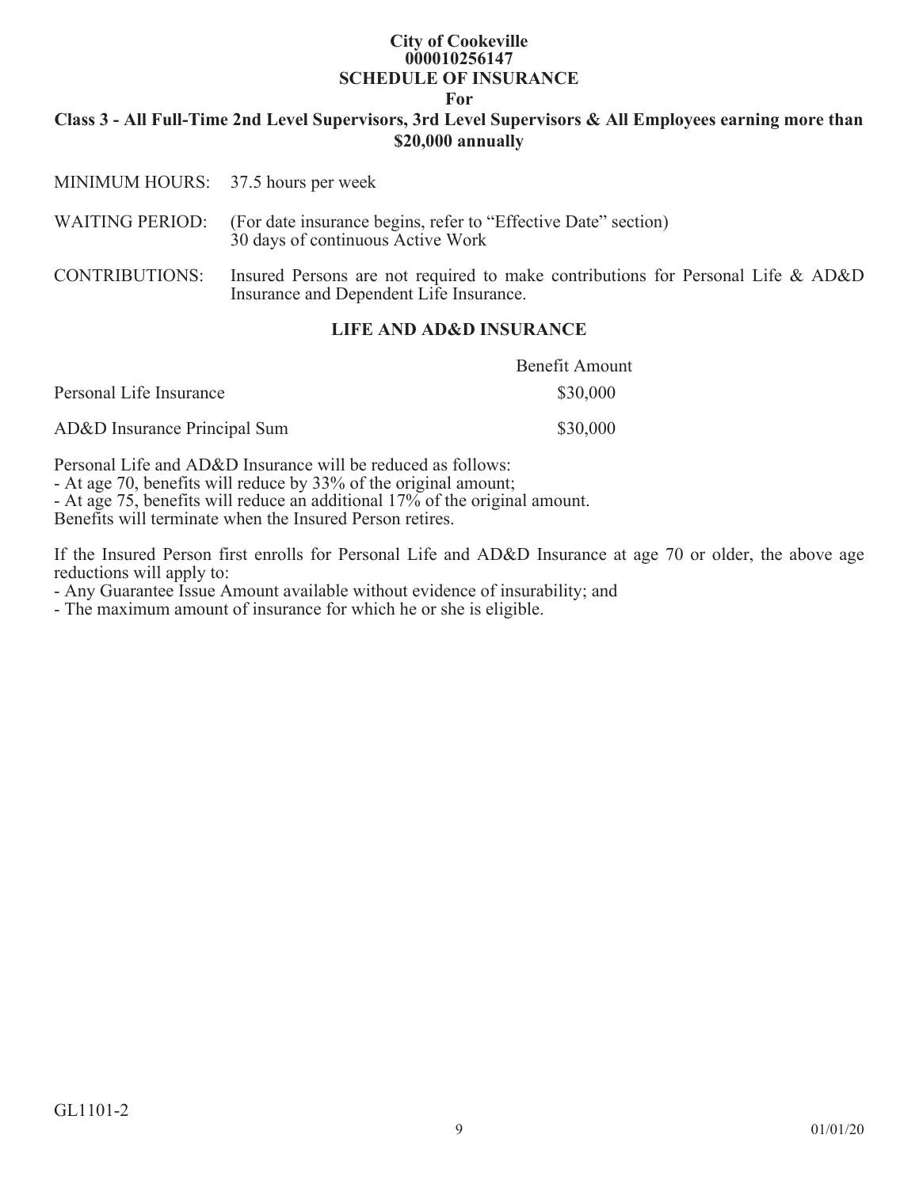**City of Cookeville**
**000010256147**
**SCHEDULE OF INSURANCE**
**For**
**Class 3 - All Full-Time 2nd Level Supervisors, 3rd Level Supervisors & All Employees earning more than $20,000 annually**

MINIMUM HOURS: 37.5 hours per week

WAITING PERIOD: (For date insurance begins, refer to "Effective Date" section)
30 days of continuous Active Work

CONTRIBUTIONS: Insured Persons are not required to make contributions for Personal Life & AD&D Insurance and Dependent Life Insurance.

## LIFE AND AD&D INSURANCE

| | Benefit Amount |
|---|---|
| Personal Life Insurance | $30,000 |
| AD&D Insurance Principal Sum | $30,000 |

Personal Life and AD&D Insurance will be reduced as follows:
- At age 70, benefits will reduce by 33% of the original amount;
- At age 75, benefits will reduce an additional 17% of the original amount.

Benefits will terminate when the Insured Person retires.

If the Insured Person first enrolls for Personal Life and AD&D Insurance at age 70 or older, the above age reductions will apply to:
- Any Guarantee Issue Amount available without evidence of insurability; and
- The maximum amount of insurance for which he or she is eligible.

GL1101-2

01/01/20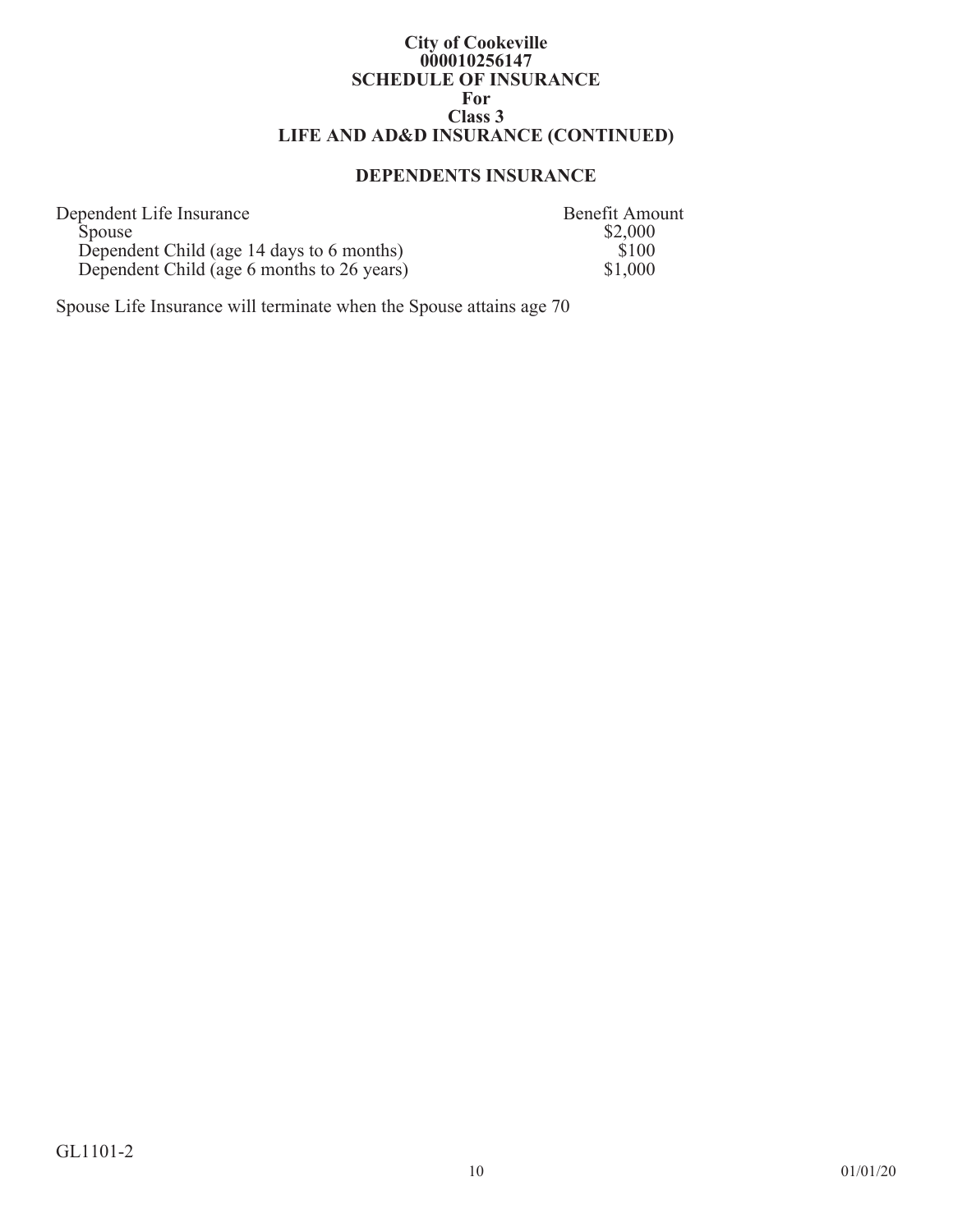**City of Cookeville**
**000010256147**
**SCHEDULE OF INSURANCE**
**For**
**Class 3**
**LIFE AND AD&D INSURANCE (CONTINUED)**

## DEPENDENTS INSURANCE

| Dependent Life Insurance | Benefit Amount |
|---|---|
| Spouse | $2,000 |
| Dependent Child (age 14 days to 6 months) | $100 |
| Dependent Child (age 6 months to 26 years) | $1,000 |

Spouse Life Insurance will terminate when the Spouse attains age 70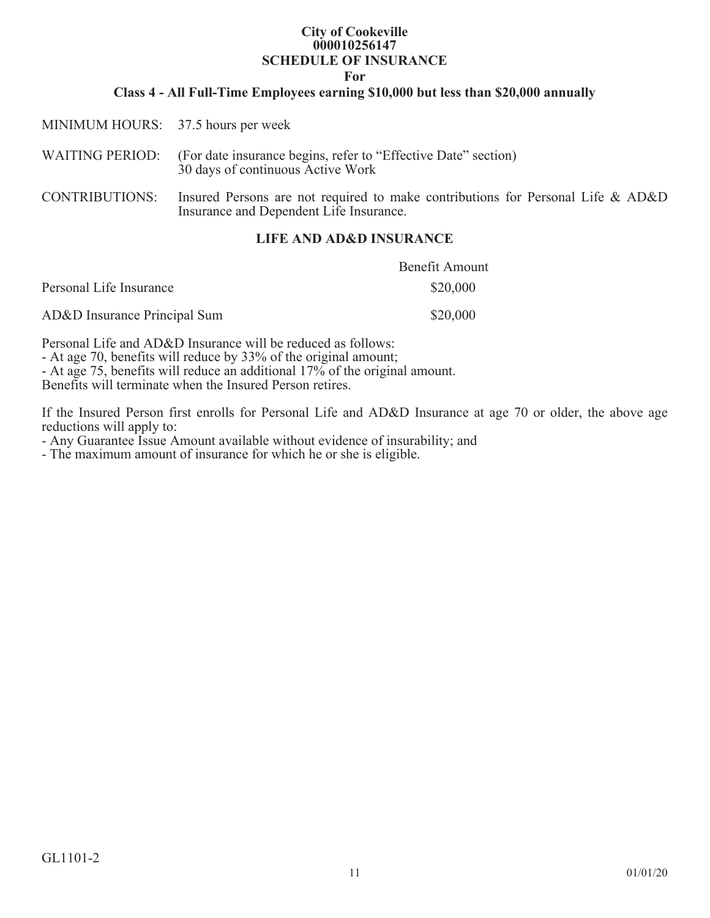**City of Cookeville**
**000010256147**
**SCHEDULE OF INSURANCE**
**For**
**Class 4 - All Full-Time Employees earning $10,000 but less than $20,000 annually**

MINIMUM HOURS: 37.5 hours per week

WAITING PERIOD: (For date insurance begins, refer to "Effective Date" section)
30 days of continuous Active Work

CONTRIBUTIONS: Insured Persons are not required to make contributions for Personal Life & AD&D Insurance and Dependent Life Insurance.

## LIFE AND AD&D INSURANCE

| | Benefit Amount |
|---|---|
| Personal Life Insurance | $20,000 |
| AD&D Insurance Principal Sum | $20,000 |

Personal Life and AD&D Insurance will be reduced as follows:
- At age 70, benefits will reduce by 33% of the original amount;
- At age 75, benefits will reduce an additional 17% of the original amount.

Benefits will terminate when the Insured Person retires.

If the Insured Person first enrolls for Personal Life and AD&D Insurance at age 70 or older, the above age reductions will apply to:
- Any Guarantee Issue Amount available without evidence of insurability; and
- The maximum amount of insurance for which he or she is eligible.

GL1101-2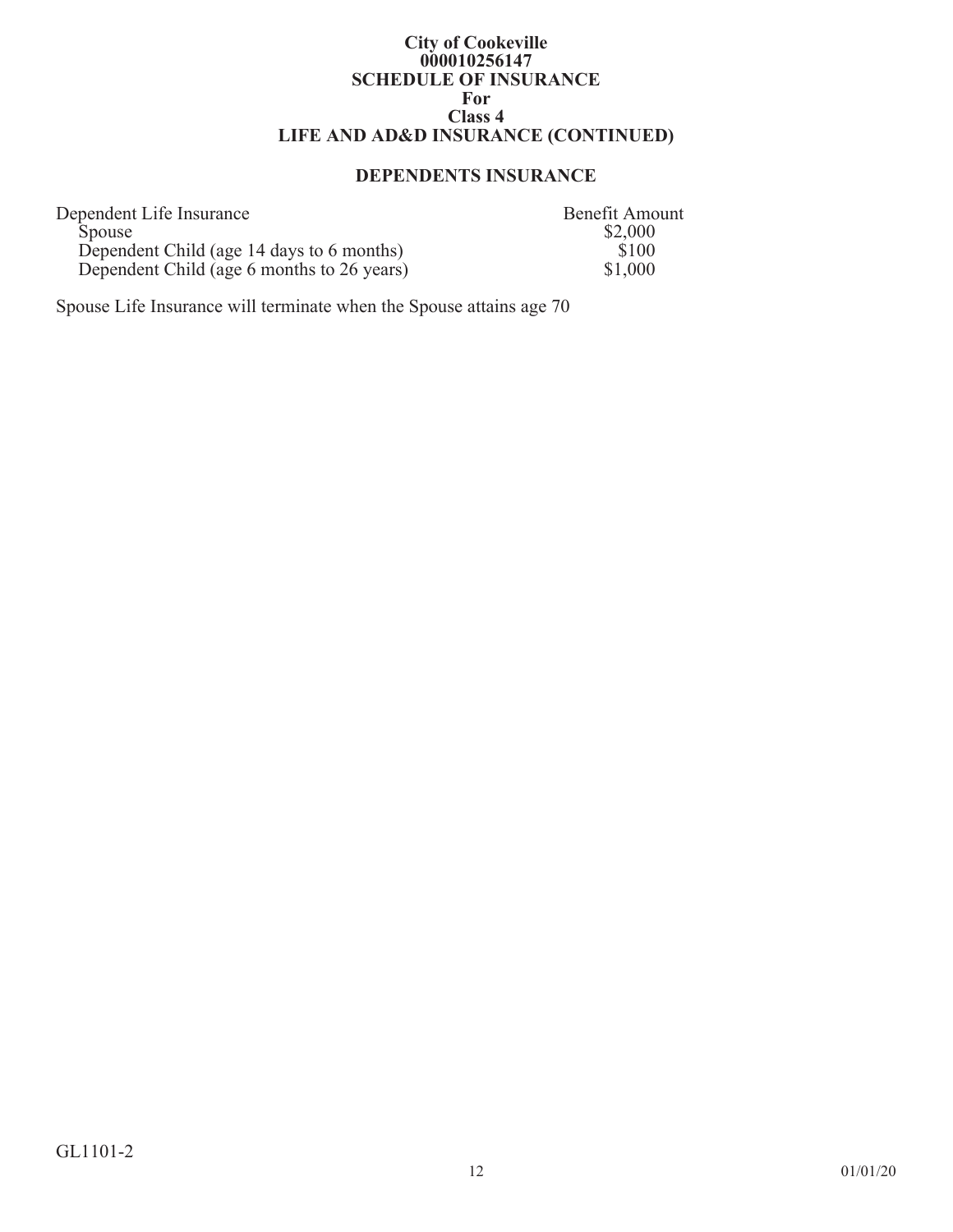**City of Cookeville**
**000010256147**
**SCHEDULE OF INSURANCE**
**For**
**Class 4**
**LIFE AND AD&D INSURANCE (CONTINUED)**

## DEPENDENTS INSURANCE

| Dependent Life Insurance | Benefit Amount |
| --- | --- |
| Spouse | \$2,000 |
| Dependent Child (age 14 days to 6 months) | \$100 |
| Dependent Child (age 6 months to 26 years) | \$1,000 |

Spouse Life Insurance will terminate when the Spouse attains age 70

GL1101-2

01/01/20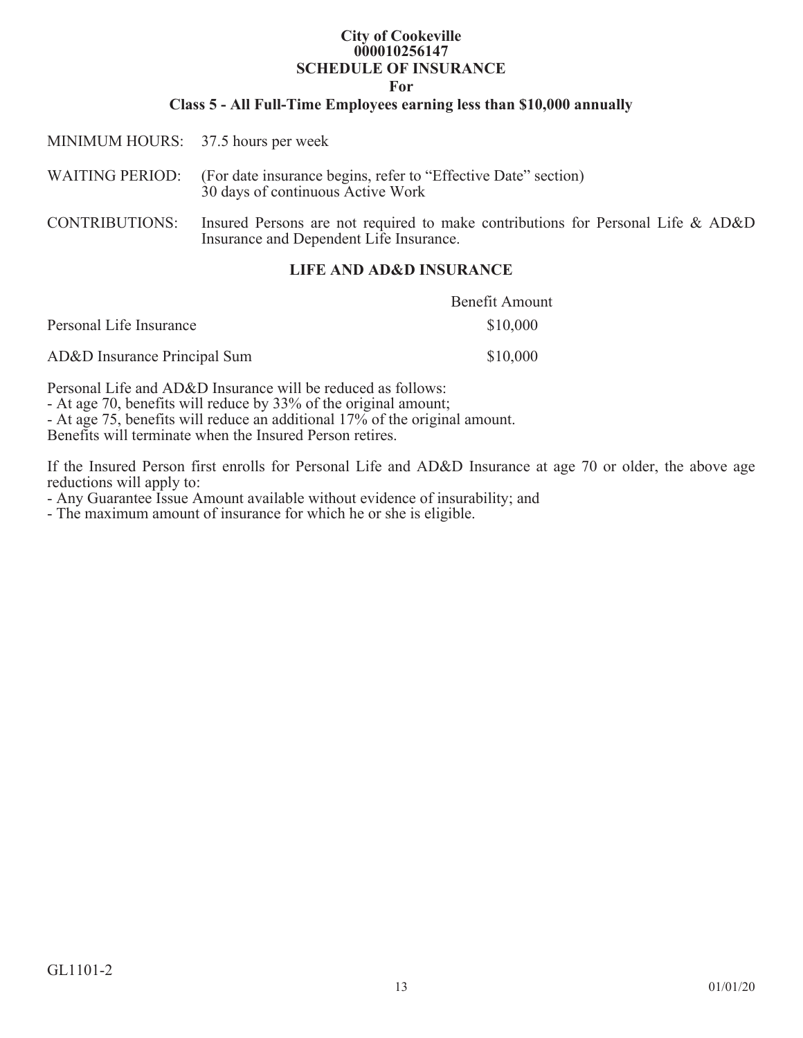**City of Cookeville**
**000010256147**
**SCHEDULE OF INSURANCE**
**For**
**Class 5 - All Full-Time Employees earning less than $10,000 annually**

MINIMUM HOURS: 37.5 hours per week

WAITING PERIOD: (For date insurance begins, refer to "Effective Date" section)
30 days of continuous Active Work

CONTRIBUTIONS: Insured Persons are not required to make contributions for Personal Life & AD&D Insurance and Dependent Life Insurance.

## LIFE AND AD&D INSURANCE

| | Benefit Amount |
|---|---|
| Personal Life Insurance | $10,000 |
| AD&D Insurance Principal Sum | $10,000 |

Personal Life and AD&D Insurance will be reduced as follows:
- At age 70, benefits will reduce by 33% of the original amount;
- At age 75, benefits will reduce an additional 17% of the original amount.

Benefits will terminate when the Insured Person retires.

If the Insured Person first enrolls for Personal Life and AD&D Insurance at age 70 or older, the above age reductions will apply to:
- Any Guarantee Issue Amount available without evidence of insurability; and
- The maximum amount of insurance for which he or she is eligible.

GL1101-2

01/01/20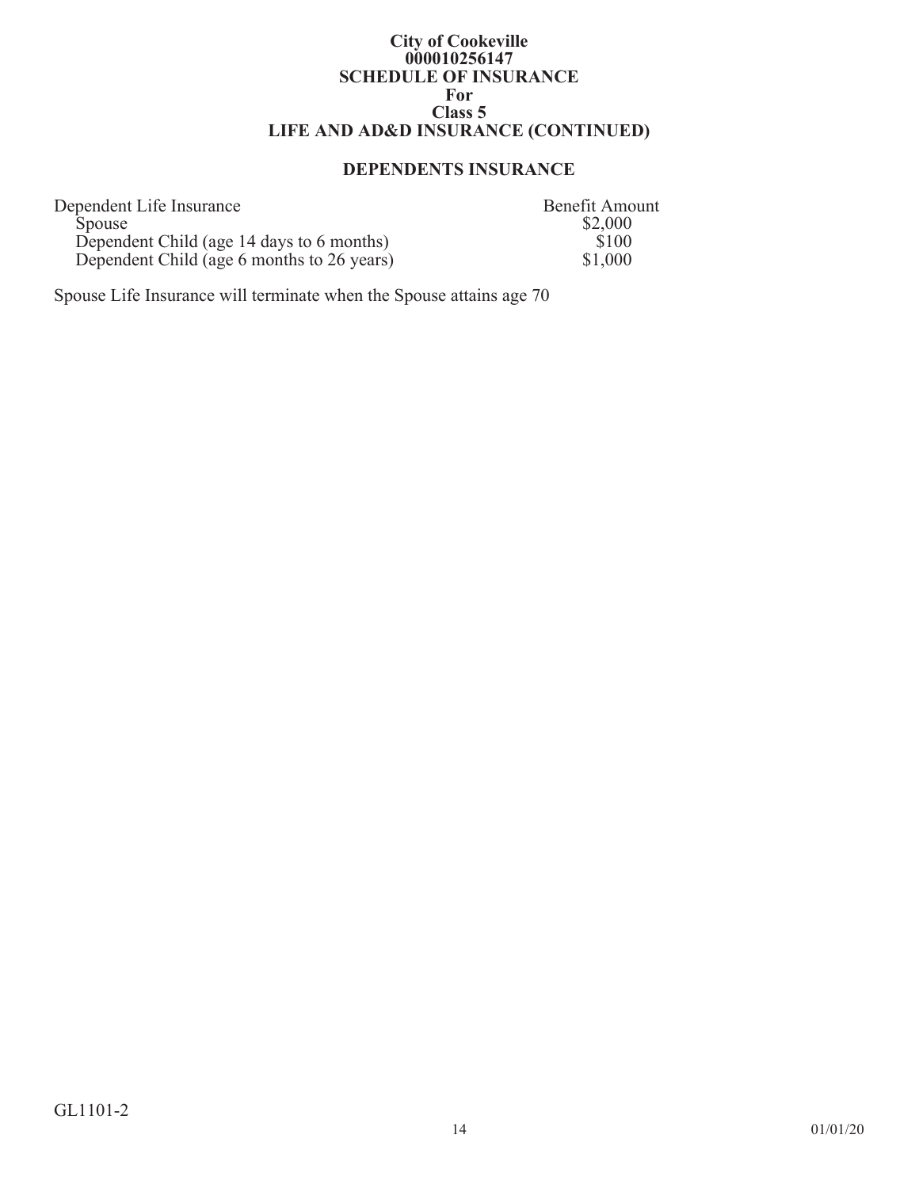**City of Cookeville**
**000010256147**
**SCHEDULE OF INSURANCE**
**For**
**Class 5**
**LIFE AND AD&D INSURANCE (CONTINUED)**

## DEPENDENTS INSURANCE

| Dependent Life Insurance | Benefit Amount |
| --- | --- |
| Spouse | $2,000 |
| Dependent Child (age 14 days to 6 months) | $100 |
| Dependent Child (age 6 months to 26 years) | $1,000 |

Spouse Life Insurance will terminate when the Spouse attains age 70

GL1101-2

01/01/20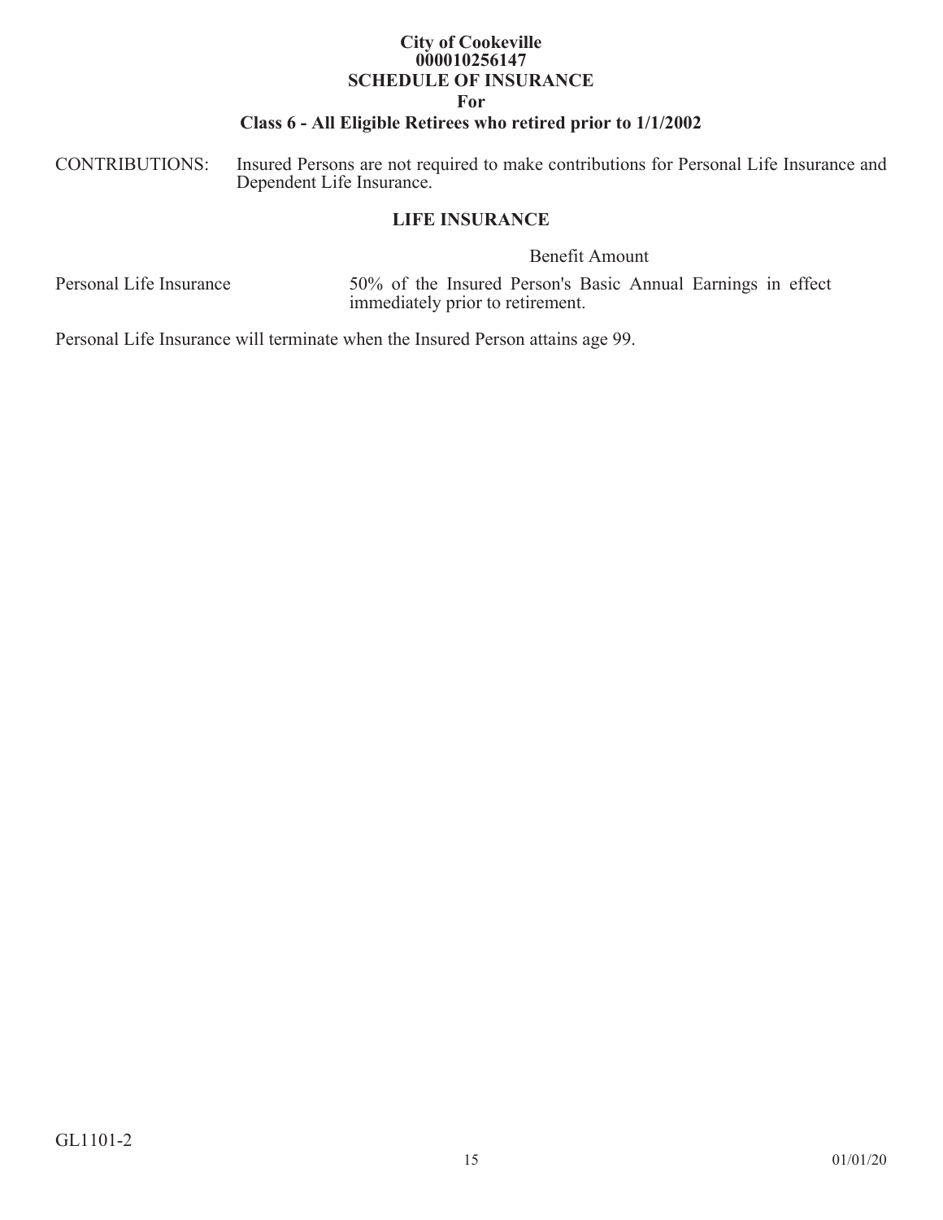**City of Cookeville**
**000010256147**
**SCHEDULE OF INSURANCE**
**For**
**Class 6 - All Eligible Retirees who retired prior to 1/1/2002**

CONTRIBUTIONS: Insured Persons are not required to make contributions for Personal Life Insurance and Dependent Life Insurance.

## LIFE INSURANCE

| | Benefit Amount |
|---|---|
| Personal Life Insurance | 50% of the Insured Person's Basic Annual Earnings in effect immediately prior to retirement. |

Personal Life Insurance will terminate when the Insured Person attains age 99.

GL1101-2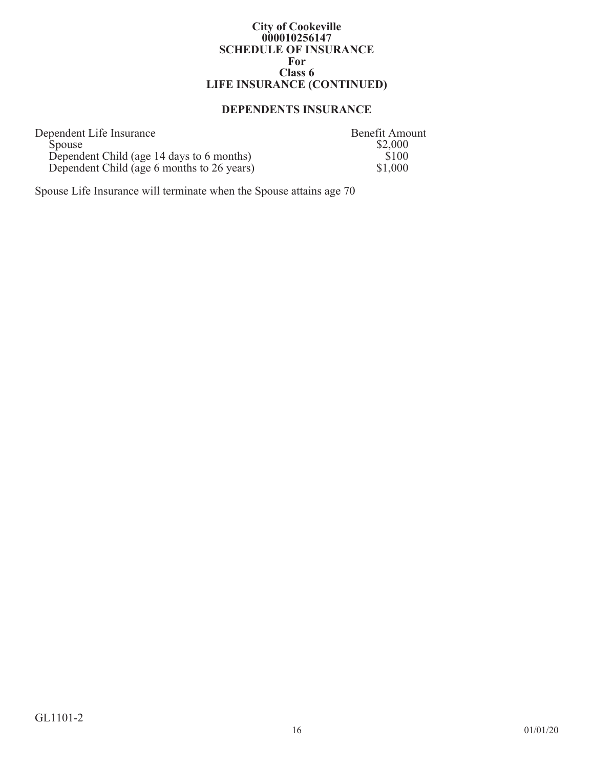**City of Cookeville**
**000010256147**
**SCHEDULE OF INSURANCE**
**For**
**Class 6**
**LIFE INSURANCE (CONTINUED)**

## DEPENDENTS INSURANCE

| Dependent Life Insurance | Benefit Amount |
|---|---|
| Spouse | $2,000 |
| Dependent Child (age 14 days to 6 months) | $100 |
| Dependent Child (age 6 months to 26 years) | $1,000 |

Spouse Life Insurance will terminate when the Spouse attains age 70

GL1101-2

01/01/20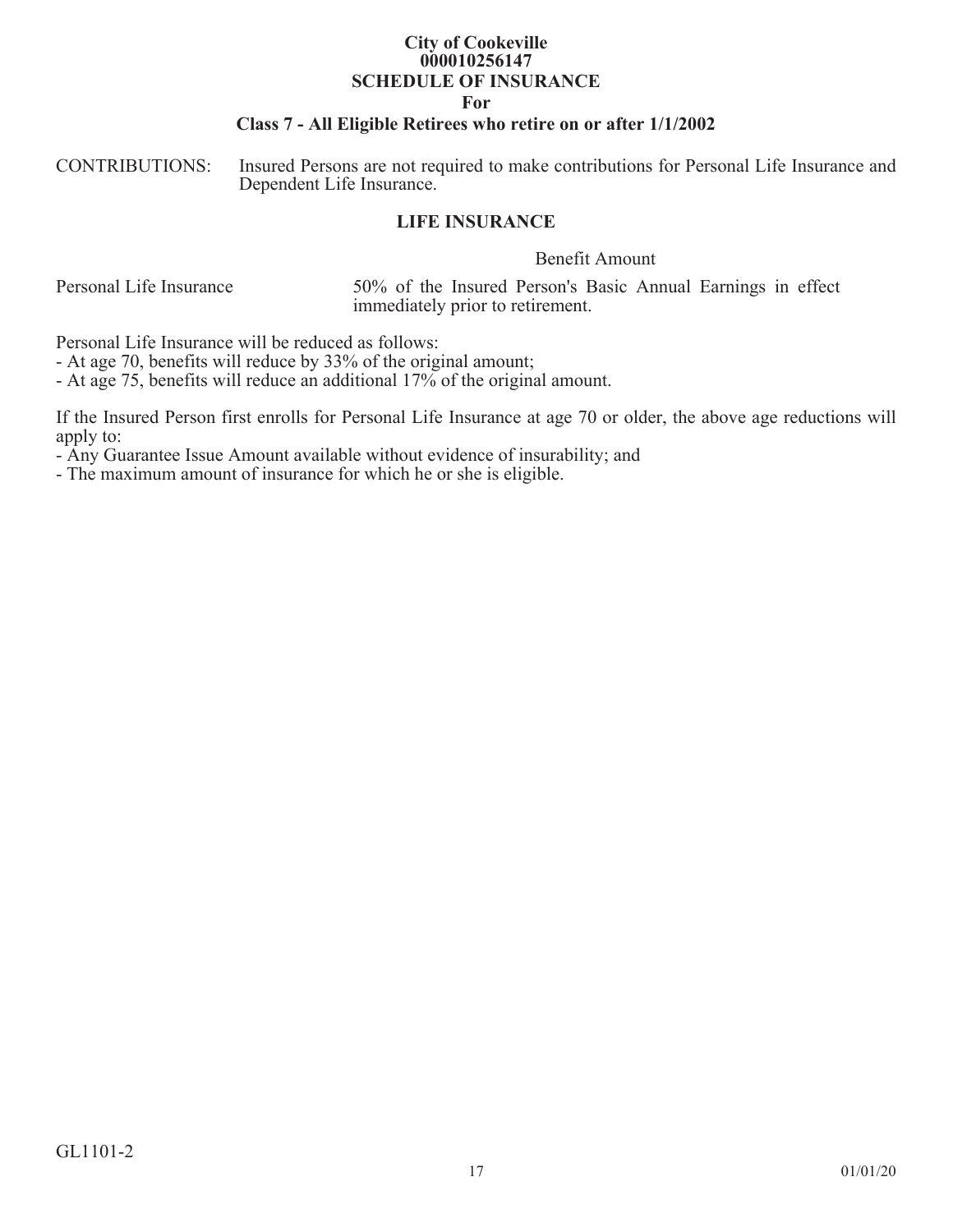**City of Cookeville**
**000010256147**
**SCHEDULE OF INSURANCE**
**For**
**Class 7 - All Eligible Retirees who retire on or after 1/1/2002**

CONTRIBUTIONS: Insured Persons are not required to make contributions for Personal Life Insurance and Dependent Life Insurance.

## LIFE INSURANCE

| | Benefit Amount |
|---|---|
| Personal Life Insurance | 50% of the Insured Person's Basic Annual Earnings in effect immediately prior to retirement. |

Personal Life Insurance will be reduced as follows:
- At age 70, benefits will reduce by 33% of the original amount;
- At age 75, benefits will reduce an additional 17% of the original amount.

If the Insured Person first enrolls for Personal Life Insurance at age 70 or older, the above age reductions will apply to:
- Any Guarantee Issue Amount available without evidence of insurability; and
- The maximum amount of insurance for which he or she is eligible.

GL1101-2

01/01/20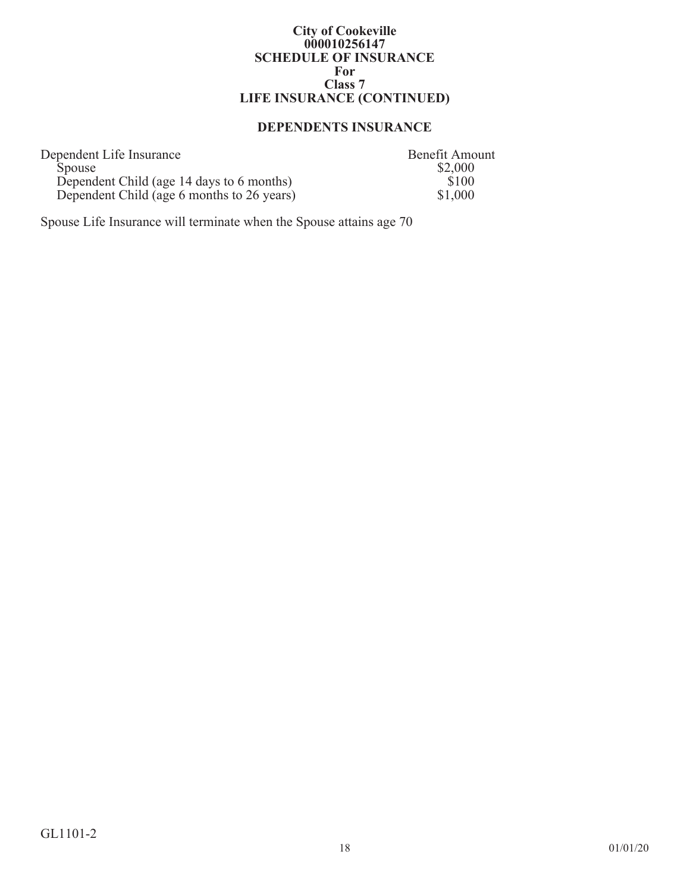**City of Cookeville**
**000010256147**
**SCHEDULE OF INSURANCE**
**For**
**Class 7**
**LIFE INSURANCE (CONTINUED)**

## DEPENDENTS INSURANCE

| Dependent Life Insurance | Benefit Amount |
| --- | --- |
| Spouse | \$2,000 |
| Dependent Child (age 14 days to 6 months) | \$100 |
| Dependent Child (age 6 months to 26 years) | \$1,000 |

Spouse Life Insurance will terminate when the Spouse attains age 70

GL1101-2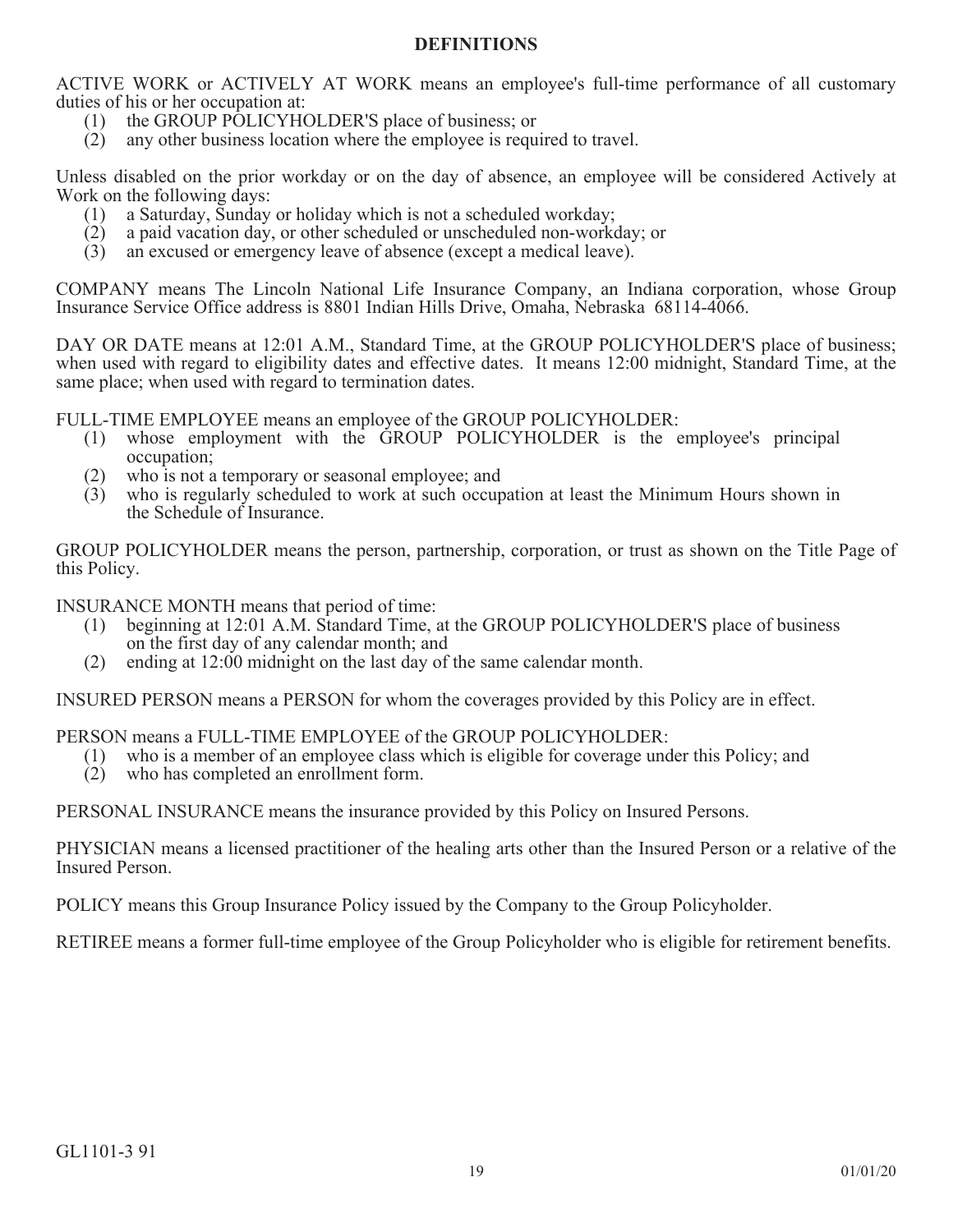## DEFINITIONS

ACTIVE WORK or ACTIVELY AT WORK means an employee's full-time performance of all customary duties of his or her occupation at:

(1) the GROUP POLICYHOLDER'S place of business; or
(2) any other business location where the employee is required to travel.

Unless disabled on the prior workday or on the day of absence, an employee will be considered Actively at Work on the following days:

(1) a Saturday, Sunday or holiday which is not a scheduled workday;
(2) a paid vacation day, or other scheduled or unscheduled non-workday; or
(3) an excused or emergency leave of absence (except a medical leave).

COMPANY means The Lincoln National Life Insurance Company, an Indiana corporation, whose Group Insurance Service Office address is 8801 Indian Hills Drive, Omaha, Nebraska 68114-4066.

DAY OR DATE means at 12:01 A.M., Standard Time, at the GROUP POLICYHOLDER'S place of business; when used with regard to eligibility dates and effective dates. It means 12:00 midnight, Standard Time, at the same place; when used with regard to termination dates.

FULL-TIME EMPLOYEE means an employee of the GROUP POLICYHOLDER:

(1) whose employment with the GROUP POLICYHOLDER is the employee's principal occupation;
(2) who is not a temporary or seasonal employee; and
(3) who is regularly scheduled to work at such occupation at least the Minimum Hours shown in the Schedule of Insurance.

GROUP POLICYHOLDER means the person, partnership, corporation, or trust as shown on the Title Page of this Policy.

INSURANCE MONTH means that period of time:

(1) beginning at 12:01 A.M. Standard Time, at the GROUP POLICYHOLDER'S place of business on the first day of any calendar month; and
(2) ending at 12:00 midnight on the last day of the same calendar month.

INSURED PERSON means a PERSON for whom the coverages provided by this Policy are in effect.

PERSON means a FULL-TIME EMPLOYEE of the GROUP POLICYHOLDER:

(1) who is a member of an employee class which is eligible for coverage under this Policy; and
(2) who has completed an enrollment form.

PERSONAL INSURANCE means the insurance provided by this Policy on Insured Persons.

PHYSICIAN means a licensed practitioner of the healing arts other than the Insured Person or a relative of the Insured Person.

POLICY means this Group Insurance Policy issued by the Company to the Group Policyholder.

RETIREE means a former full-time employee of the Group Policyholder who is eligible for retirement benefits.

GL1101-3 91

01/01/20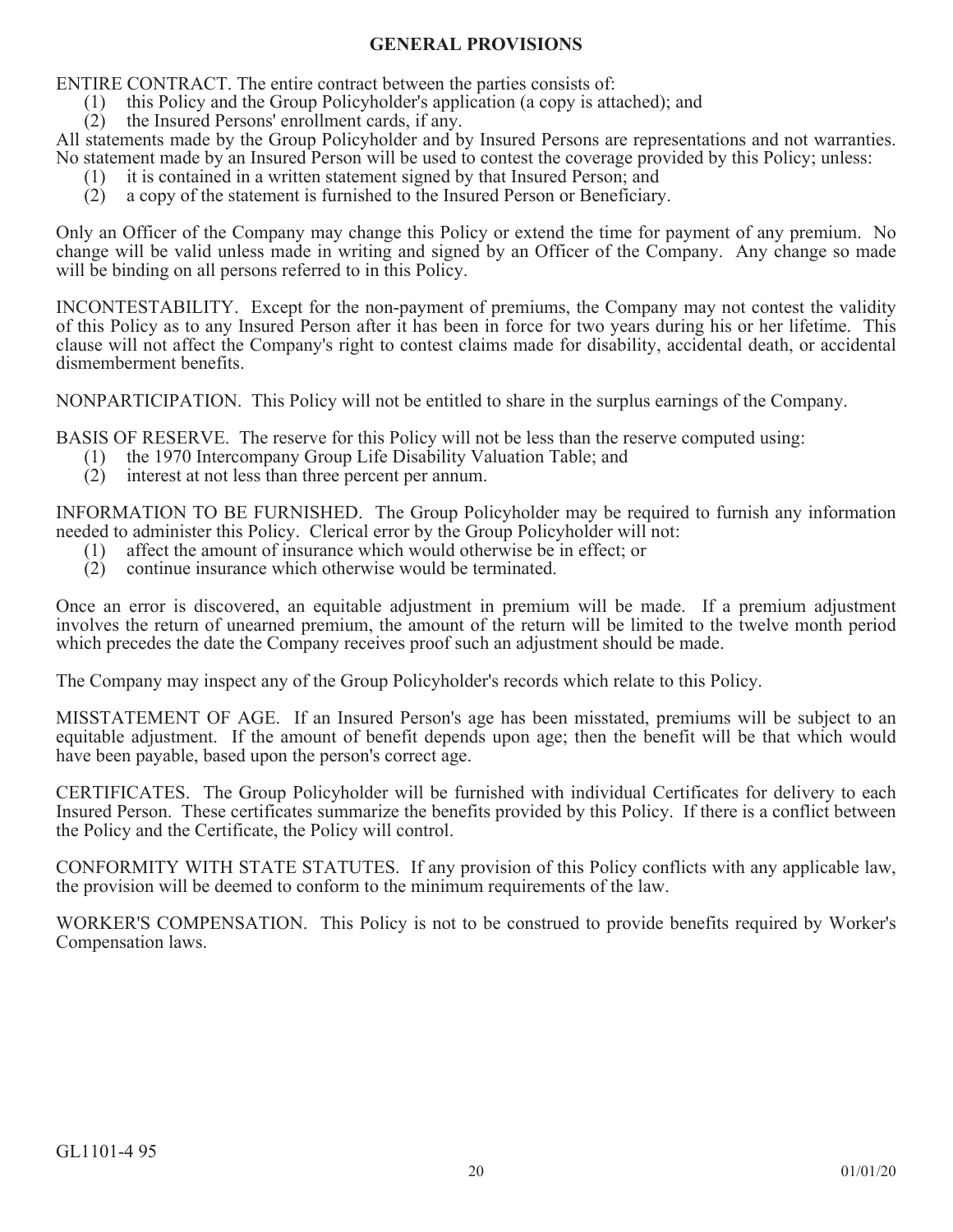## GENERAL PROVISIONS

ENTIRE CONTRACT. The entire contract between the parties consists of:

(1) this Policy and the Group Policyholder's application (a copy is attached); and
(2) the Insured Persons' enrollment cards, if any.

All statements made by the Group Policyholder and by Insured Persons are representations and not warranties. No statement made by an Insured Person will be used to contest the coverage provided by this Policy; unless:

(1) it is contained in a written statement signed by that Insured Person; and
(2) a copy of the statement is furnished to the Insured Person or Beneficiary.

Only an Officer of the Company may change this Policy or extend the time for payment of any premium. No change will be valid unless made in writing and signed by an Officer of the Company. Any change so made will be binding on all persons referred to in this Policy.

INCONTESTABILITY. Except for the non-payment of premiums, the Company may not contest the validity of this Policy as to any Insured Person after it has been in force for two years during his or her lifetime. This clause will not affect the Company's right to contest claims made for disability, accidental death, or accidental dismemberment benefits.

NONPARTICIPATION. This Policy will not be entitled to share in the surplus earnings of the Company.

BASIS OF RESERVE. The reserve for this Policy will not be less than the reserve computed using:

(1) the 1970 Intercompany Group Life Disability Valuation Table; and
(2) interest at not less than three percent per annum.

INFORMATION TO BE FURNISHED. The Group Policyholder may be required to furnish any information needed to administer this Policy. Clerical error by the Group Policyholder will not:

(1) affect the amount of insurance which would otherwise be in effect; or
(2) continue insurance which otherwise would be terminated.

Once an error is discovered, an equitable adjustment in premium will be made. If a premium adjustment involves the return of unearned premium, the amount of the return will be limited to the twelve month period which precedes the date the Company receives proof such an adjustment should be made.

The Company may inspect any of the Group Policyholder's records which relate to this Policy.

MISSTATEMENT OF AGE. If an Insured Person's age has been misstated, premiums will be subject to an equitable adjustment. If the amount of benefit depends upon age; then the benefit will be that which would have been payable, based upon the person's correct age.

CERTIFICATES. The Group Policyholder will be furnished with individual Certificates for delivery to each Insured Person. These certificates summarize the benefits provided by this Policy. If there is a conflict between the Policy and the Certificate, the Policy will control.

CONFORMITY WITH STATE STATUTES. If any provision of this Policy conflicts with any applicable law, the provision will be deemed to conform to the minimum requirements of the law.

WORKER'S COMPENSATION. This Policy is not to be construed to provide benefits required by Worker's Compensation laws.

GL1101-4 95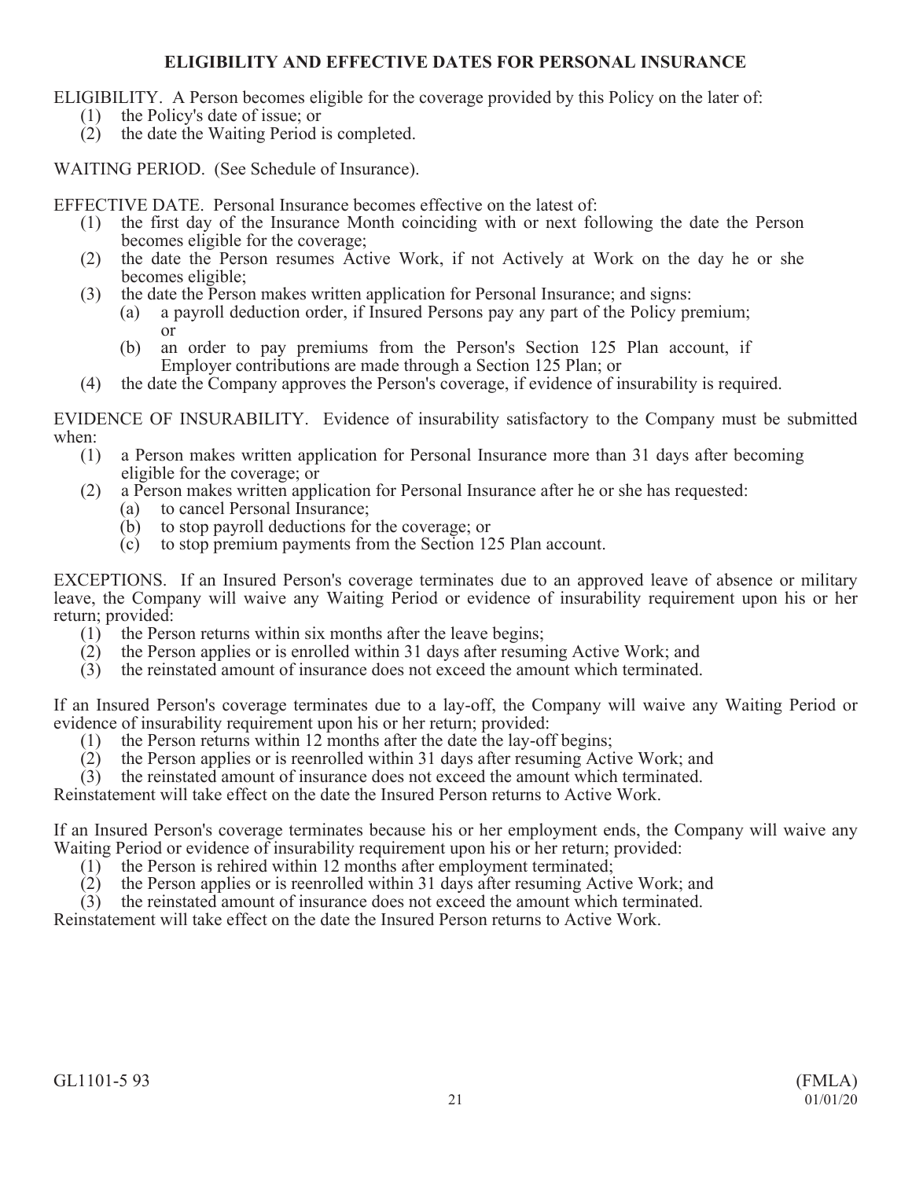## ELIGIBILITY AND EFFECTIVE DATES FOR PERSONAL INSURANCE

ELIGIBILITY. A Person becomes eligible for the coverage provided by this Policy on the later of:

(1) the Policy's date of issue; or
(2) the date the Waiting Period is completed.

WAITING PERIOD. (See Schedule of Insurance).

EFFECTIVE DATE. Personal Insurance becomes effective on the latest of:

(1) the first day of the Insurance Month coinciding with or next following the date the Person becomes eligible for the coverage;
(2) the date the Person resumes Active Work, if not Actively at Work on the day he or she becomes eligible;
(3) the date the Person makes written application for Personal Insurance; and signs:
   (a) a payroll deduction order, if Insured Persons pay any part of the Policy premium; or
   (b) an order to pay premiums from the Person's Section 125 Plan account, if Employer contributions are made through a Section 125 Plan; or
(4) the date the Company approves the Person's coverage, if evidence of insurability is required.

EVIDENCE OF INSURABILITY. Evidence of insurability satisfactory to the Company must be submitted when:

(1) a Person makes written application for Personal Insurance more than 31 days after becoming eligible for the coverage; or
(2) a Person makes written application for Personal Insurance after he or she has requested:
   (a) to cancel Personal Insurance;
   (b) to stop payroll deductions for the coverage; or
   (c) to stop premium payments from the Section 125 Plan account.

EXCEPTIONS. If an Insured Person's coverage terminates due to an approved leave of absence or military leave, the Company will waive any Waiting Period or evidence of insurability requirement upon his or her return; provided:

(1) the Person returns within six months after the leave begins;
(2) the Person applies or is enrolled within 31 days after resuming Active Work; and
(3) the reinstated amount of insurance does not exceed the amount which terminated.

If an Insured Person's coverage terminates due to a lay-off, the Company will waive any Waiting Period or evidence of insurability requirement upon his or her return; provided:

(1) the Person returns within 12 months after the date the lay-off begins;
(2) the Person applies or is reenrolled within 31 days after resuming Active Work; and
(3) the reinstated amount of insurance does not exceed the amount which terminated.

Reinstatement will take effect on the date the Insured Person returns to Active Work.

If an Insured Person's coverage terminates because his or her employment ends, the Company will waive any Waiting Period or evidence of insurability requirement upon his or her return; provided:

(1) the Person is rehired within 12 months after employment terminated;
(2) the Person applies or is reenrolled within 31 days after resuming Active Work; and
(3) the reinstated amount of insurance does not exceed the amount which terminated.

Reinstatement will take effect on the date the Insured Person returns to Active Work.

GL1101-5 93 (FMLA) 01/01/20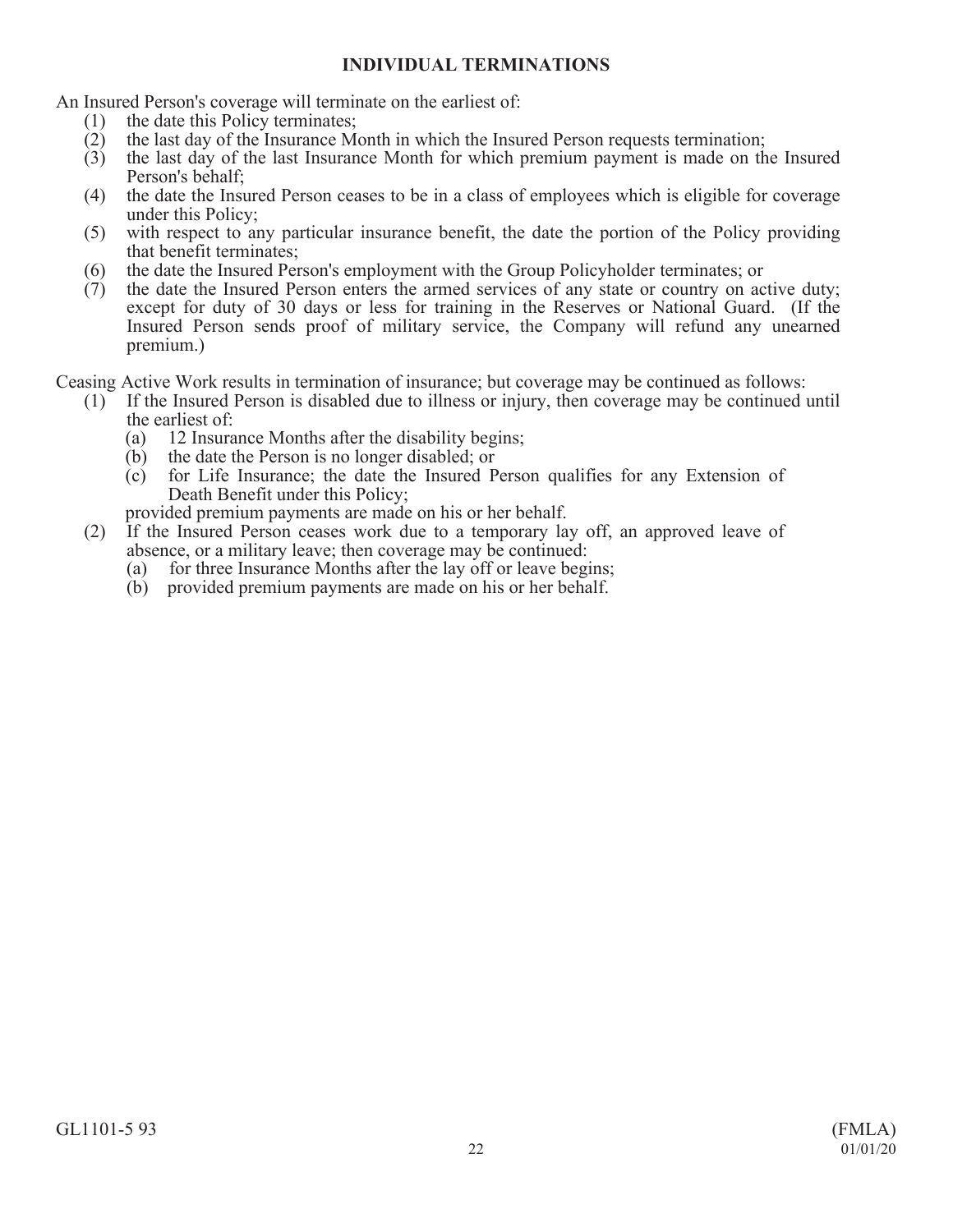## INDIVIDUAL TERMINATIONS

An Insured Person's coverage will terminate on the earliest of:

(1) the date this Policy terminates;
(2) the last day of the Insurance Month in which the Insured Person requests termination;
(3) the last day of the last Insurance Month for which premium payment is made on the Insured Person's behalf;
(4) the date the Insured Person ceases to be in a class of employees which is eligible for coverage under this Policy;
(5) with respect to any particular insurance benefit, the date the portion of the Policy providing that benefit terminates;
(6) the date the Insured Person's employment with the Group Policyholder terminates; or
(7) the date the Insured Person enters the armed services of any state or country on active duty; except for duty of 30 days or less for training in the Reserves or National Guard. (If the Insured Person sends proof of military service, the Company will refund any unearned premium.)

Ceasing Active Work results in termination of insurance; but coverage may be continued as follows:

(1) If the Insured Person is disabled due to illness or injury, then coverage may be continued until the earliest of:
   (a) 12 Insurance Months after the disability begins;
   (b) the date the Person is no longer disabled; or
   (c) for Life Insurance; the date the Insured Person qualifies for any Extension of Death Benefit under this Policy;

   provided premium payments are made on his or her behalf.
(2) If the Insured Person ceases work due to a temporary lay off, an approved leave of absence, or a military leave; then coverage may be continued:
   (a) for three Insurance Months after the lay off or leave begins;
   (b) provided premium payments are made on his or her behalf.

GL1101-5 93 (FMLA) 01/01/20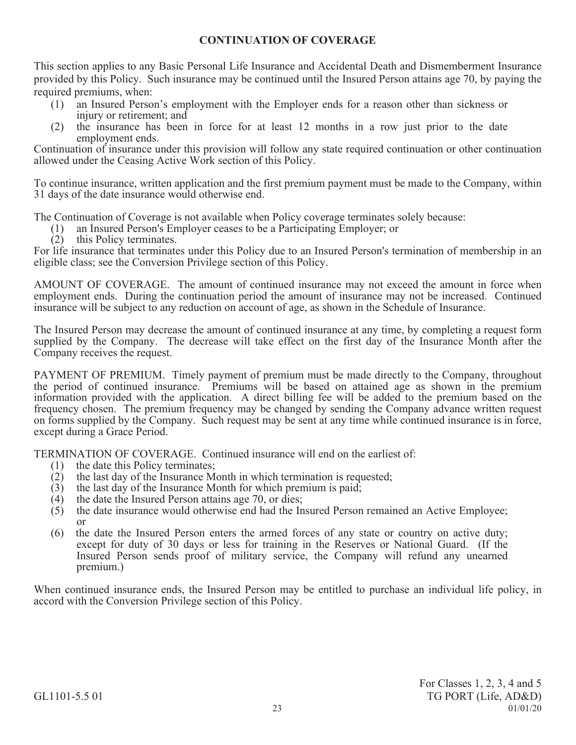## CONTINUATION OF COVERAGE

This section applies to any Basic Personal Life Insurance and Accidental Death and Dismemberment Insurance provided by this Policy. Such insurance may be continued until the Insured Person attains age 70, by paying the required premiums, when:

(1) an Insured Person's employment with the Employer ends for a reason other than sickness or injury or retirement; and
(2) the insurance has been in force for at least 12 months in a row just prior to the date employment ends.

Continuation of insurance under this provision will follow any state required continuation or other continuation allowed under the Ceasing Active Work section of this Policy.

To continue insurance, written application and the first premium payment must be made to the Company, within 31 days of the date insurance would otherwise end.

The Continuation of Coverage is not available when Policy coverage terminates solely because:

(1) an Insured Person's Employer ceases to be a Participating Employer; or
(2) this Policy terminates.

For life insurance that terminates under this Policy due to an Insured Person's termination of membership in an eligible class; see the Conversion Privilege section of this Policy.

AMOUNT OF COVERAGE. The amount of continued insurance may not exceed the amount in force when employment ends. During the continuation period the amount of insurance may not be increased. Continued insurance will be subject to any reduction on account of age, as shown in the Schedule of Insurance.

The Insured Person may decrease the amount of continued insurance at any time, by completing a request form supplied by the Company. The decrease will take effect on the first day of the Insurance Month after the Company receives the request.

PAYMENT OF PREMIUM. Timely payment of premium must be made directly to the Company, throughout the period of continued insurance. Premiums will be based on attained age as shown in the premium information provided with the application. A direct billing fee will be added to the premium based on the frequency chosen. The premium frequency may be changed by sending the Company advance written request on forms supplied by the Company. Such request may be sent at any time while continued insurance is in force, except during a Grace Period.

TERMINATION OF COVERAGE. Continued insurance will end on the earliest of:

(1) the date this Policy terminates;
(2) the last day of the Insurance Month in which termination is requested;
(3) the last day of the Insurance Month for which premium is paid;
(4) the date the Insured Person attains age 70, or dies;
(5) the date insurance would otherwise end had the Insured Person remained an Active Employee; or
(6) the date the Insured Person enters the armed forces of any state or country on active duty; except for duty of 30 days or less for training in the Reserves or National Guard. (If the Insured Person sends proof of military service, the Company will refund any unearned premium.)

When continued insurance ends, the Insured Person may be entitled to purchase an individual life policy, in accord with the Conversion Privilege section of this Policy.

GL1101-5.5 01 For Classes 1, 2, 3, 4 and 5 TG PORT (Life, AD&D) 01/01/20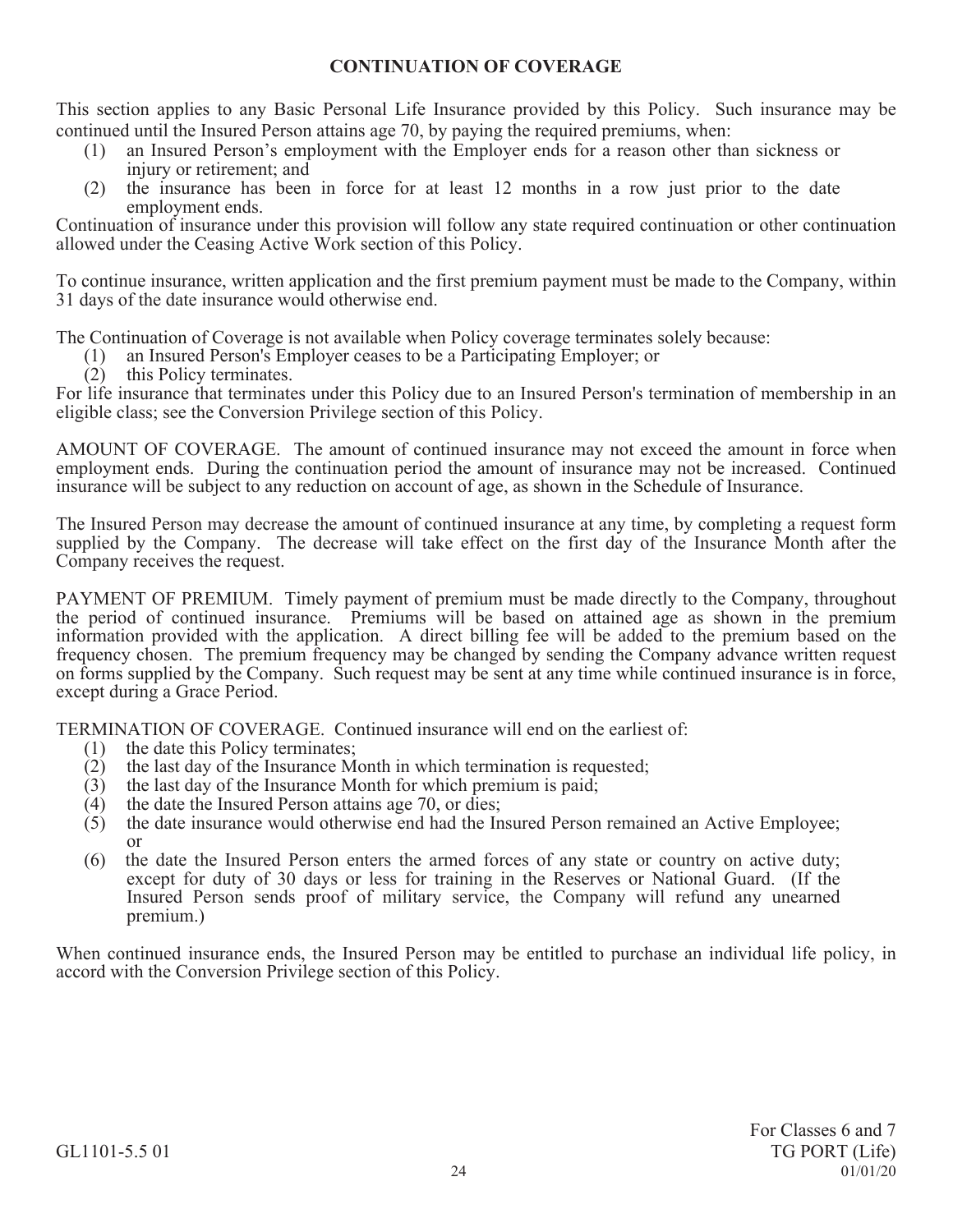## CONTINUATION OF COVERAGE

This section applies to any Basic Personal Life Insurance provided by this Policy. Such insurance may be continued until the Insured Person attains age 70, by paying the required premiums, when:

(1) an Insured Person's employment with the Employer ends for a reason other than sickness or injury or retirement; and
(2) the insurance has been in force for at least 12 months in a row just prior to the date employment ends.

Continuation of insurance under this provision will follow any state required continuation or other continuation allowed under the Ceasing Active Work section of this Policy.

To continue insurance, written application and the first premium payment must be made to the Company, within 31 days of the date insurance would otherwise end.

The Continuation of Coverage is not available when Policy coverage terminates solely because:

(1) an Insured Person's Employer ceases to be a Participating Employer; or
(2) this Policy terminates.

For life insurance that terminates under this Policy due to an Insured Person's termination of membership in an eligible class; see the Conversion Privilege section of this Policy.

AMOUNT OF COVERAGE. The amount of continued insurance may not exceed the amount in force when employment ends. During the continuation period the amount of insurance may not be increased. Continued insurance will be subject to any reduction on account of age, as shown in the Schedule of Insurance.

The Insured Person may decrease the amount of continued insurance at any time, by completing a request form supplied by the Company. The decrease will take effect on the first day of the Insurance Month after the Company receives the request.

PAYMENT OF PREMIUM. Timely payment of premium must be made directly to the Company, throughout the period of continued insurance. Premiums will be based on attained age as shown in the premium information provided with the application. A direct billing fee will be added to the premium based on the frequency chosen. The premium frequency may be changed by sending the Company advance written request on forms supplied by the Company. Such request may be sent at any time while continued insurance is in force, except during a Grace Period.

TERMINATION OF COVERAGE. Continued insurance will end on the earliest of:

(1) the date this Policy terminates;
(2) the last day of the Insurance Month in which termination is requested;
(3) the last day of the Insurance Month for which premium is paid;
(4) the date the Insured Person attains age 70, or dies;
(5) the date insurance would otherwise end had the Insured Person remained an Active Employee; or
(6) the date the Insured Person enters the armed forces of any state or country on active duty; except for duty of 30 days or less for training in the Reserves or National Guard. (If the Insured Person sends proof of military service, the Company will refund any unearned premium.)

When continued insurance ends, the Insured Person may be entitled to purchase an individual life policy, in accord with the Conversion Privilege section of this Policy.

For Classes 6 and 7
GL1101-5.5 01 TG PORT (Life)
01/01/20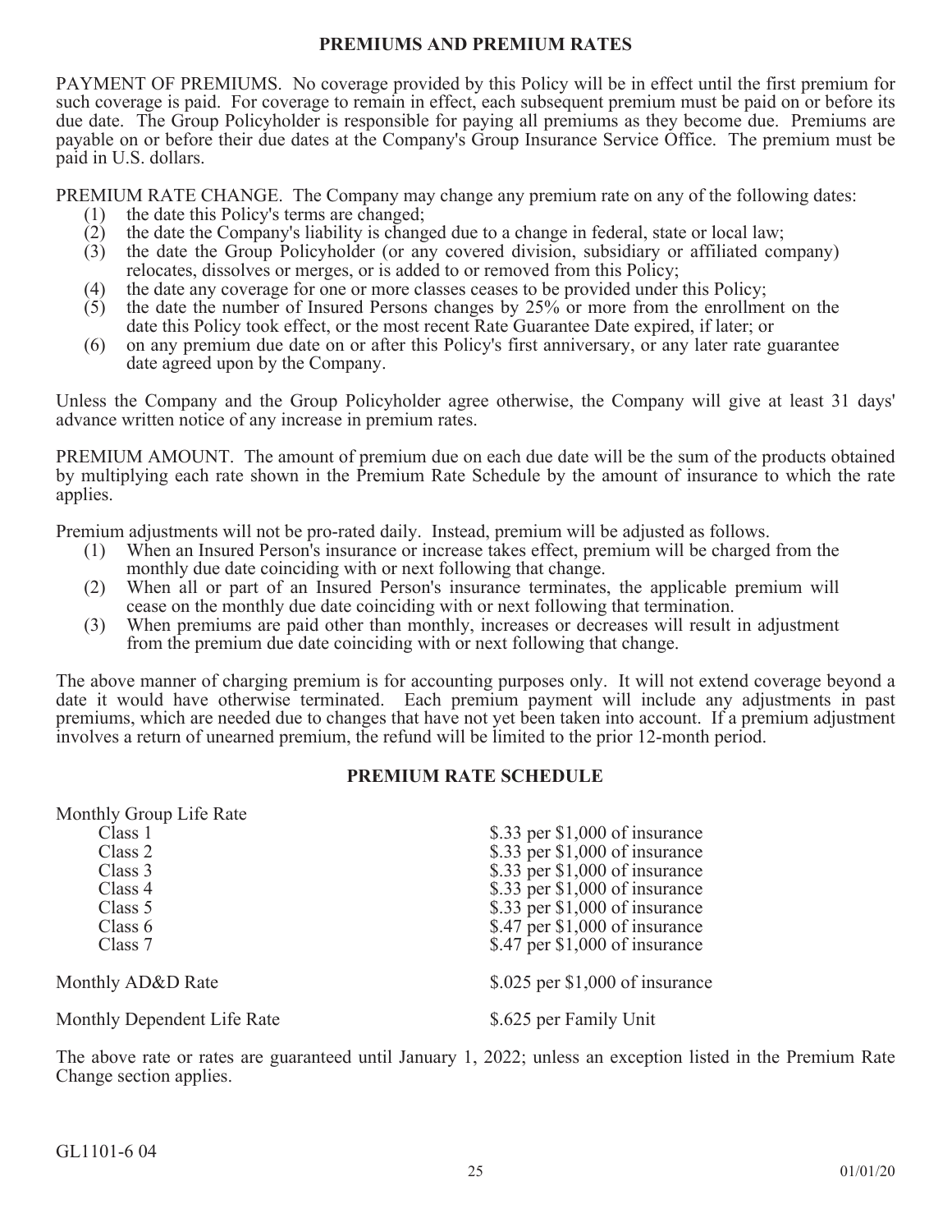## PREMIUMS AND PREMIUM RATES

PAYMENT OF PREMIUMS. No coverage provided by this Policy will be in effect until the first premium for such coverage is paid. For coverage to remain in effect, each subsequent premium must be paid on or before its due date. The Group Policyholder is responsible for paying all premiums as they become due. Premiums are payable on or before their due dates at the Company's Group Insurance Service Office. The premium must be paid in U.S. dollars.

PREMIUM RATE CHANGE. The Company may change any premium rate on any of the following dates:

(1) the date this Policy's terms are changed;
(2) the date the Company's liability is changed due to a change in federal, state or local law;
(3) the date the Group Policyholder (or any covered division, subsidiary or affiliated company) relocates, dissolves or merges, or is added to or removed from this Policy;
(4) the date any coverage for one or more classes ceases to be provided under this Policy;
(5) the date the number of Insured Persons changes by 25% or more from the enrollment on the date this Policy took effect, or the most recent Rate Guarantee Date expired, if later; or
(6) on any premium due date on or after this Policy's first anniversary, or any later rate guarantee date agreed upon by the Company.

Unless the Company and the Group Policyholder agree otherwise, the Company will give at least 31 days' advance written notice of any increase in premium rates.

PREMIUM AMOUNT. The amount of premium due on each due date will be the sum of the products obtained by multiplying each rate shown in the Premium Rate Schedule by the amount of insurance to which the rate applies.

Premium adjustments will not be pro-rated daily. Instead, premium will be adjusted as follows.

(1) When an Insured Person's insurance or increase takes effect, premium will be charged from the monthly due date coinciding with or next following that change.
(2) When all or part of an Insured Person's insurance terminates, the applicable premium will cease on the monthly due date coinciding with or next following that termination.
(3) When premiums are paid other than monthly, increases or decreases will result in adjustment from the premium due date coinciding with or next following that change.

The above manner of charging premium is for accounting purposes only. It will not extend coverage beyond a date it would have otherwise terminated. Each premium payment will include any adjustments in past premiums, which are needed due to changes that have not yet been taken into account. If a premium adjustment involves a return of unearned premium, the refund will be limited to the prior 12-month period.

## PREMIUM RATE SCHEDULE

| | |
|---|---|
| Monthly Group Life Rate | |
| Class 1 | \$.33 per \$1,000 of insurance |
| Class 2 | \$.33 per \$1,000 of insurance |
| Class 3 | \$.33 per \$1,000 of insurance |
| Class 4 | \$.33 per \$1,000 of insurance |
| Class 5 | \$.33 per \$1,000 of insurance |
| Class 6 | \$.47 per \$1,000 of insurance |
| Class 7 | \$.47 per \$1,000 of insurance |
| Monthly AD&D Rate | \$.025 per \$1,000 of insurance |
| Monthly Dependent Life Rate | \$.625 per Family Unit |

The above rate or rates are guaranteed until January 1, 2022; unless an exception listed in the Premium Rate Change section applies.

GL1101-6 04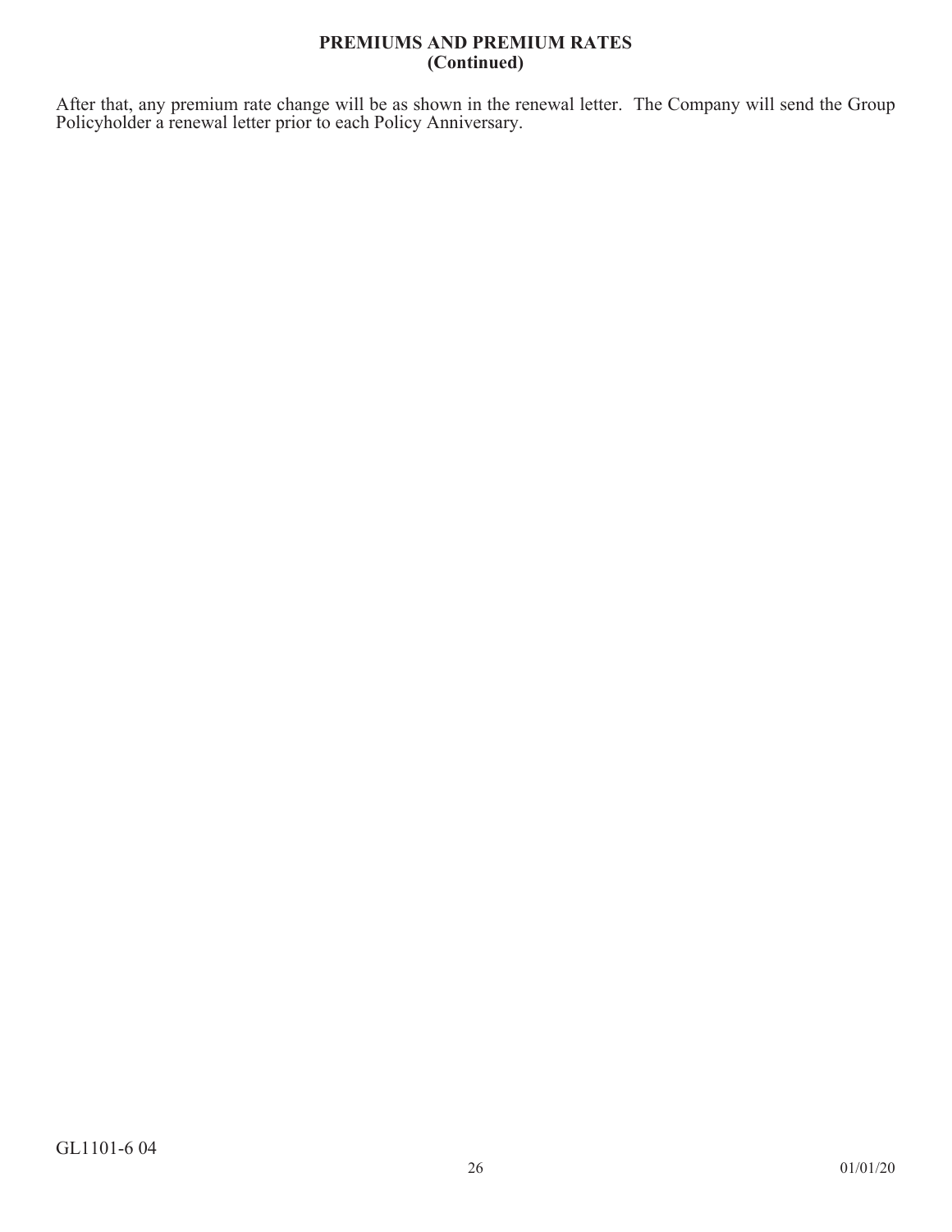## PREMIUMS AND PREMIUM RATES
**(Continued)**

After that, any premium rate change will be as shown in the renewal letter. The Company will send the Group Policyholder a renewal letter prior to each Policy Anniversary.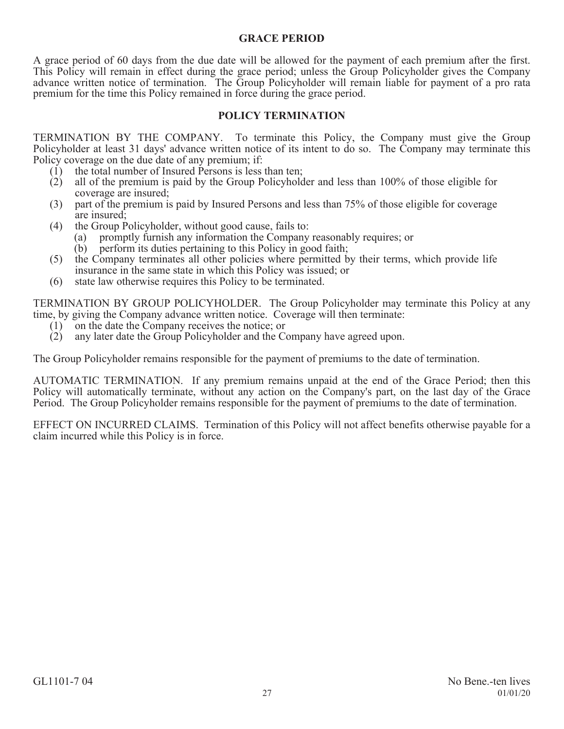## GRACE PERIOD

A grace period of 60 days from the due date will be allowed for the payment of each premium after the first. This Policy will remain in effect during the grace period; unless the Group Policyholder gives the Company advance written notice of termination. The Group Policyholder will remain liable for payment of a pro rata premium for the time this Policy remained in force during the grace period.

## POLICY TERMINATION

TERMINATION BY THE COMPANY. To terminate this Policy, the Company must give the Group Policyholder at least 31 days' advance written notice of its intent to do so. The Company may terminate this Policy coverage on the due date of any premium; if:

(1) the total number of Insured Persons is less than ten;
(2) all of the premium is paid by the Group Policyholder and less than 100% of those eligible for coverage are insured;
(3) part of the premium is paid by Insured Persons and less than 75% of those eligible for coverage are insured;
(4) the Group Policyholder, without good cause, fails to:
  (a) promptly furnish any information the Company reasonably requires; or
  (b) perform its duties pertaining to this Policy in good faith;
(5) the Company terminates all other policies where permitted by their terms, which provide life insurance in the same state in which this Policy was issued; or
(6) state law otherwise requires this Policy to be terminated.

TERMINATION BY GROUP POLICYHOLDER. The Group Policyholder may terminate this Policy at any time, by giving the Company advance written notice. Coverage will then terminate:

(1) on the date the Company receives the notice; or
(2) any later date the Group Policyholder and the Company have agreed upon.

The Group Policyholder remains responsible for the payment of premiums to the date of termination.

AUTOMATIC TERMINATION. If any premium remains unpaid at the end of the Grace Period; then this Policy will automatically terminate, without any action on the Company's part, on the last day of the Grace Period. The Group Policyholder remains responsible for the payment of premiums to the date of termination.

EFFECT ON INCURRED CLAIMS. Termination of this Policy will not affect benefits otherwise payable for a claim incurred while this Policy is in force.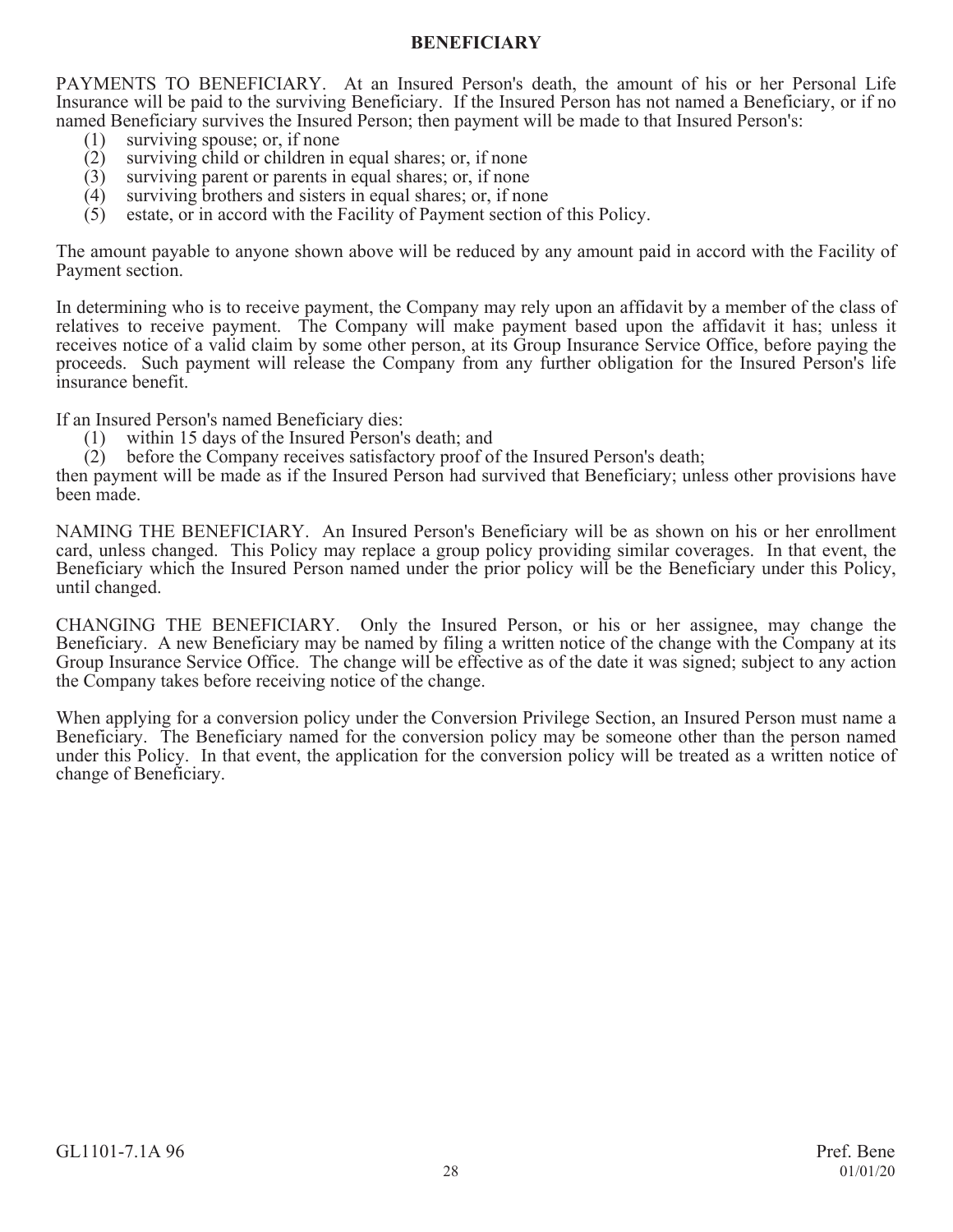## BENEFICIARY

PAYMENTS TO BENEFICIARY. At an Insured Person's death, the amount of his or her Personal Life Insurance will be paid to the surviving Beneficiary. If the Insured Person has not named a Beneficiary, or if no named Beneficiary survives the Insured Person; then payment will be made to that Insured Person's:

(1) surviving spouse; or, if none
(2) surviving child or children in equal shares; or, if none
(3) surviving parent or parents in equal shares; or, if none
(4) surviving brothers and sisters in equal shares; or, if none
(5) estate, or in accord with the Facility of Payment section of this Policy.

The amount payable to anyone shown above will be reduced by any amount paid in accord with the Facility of Payment section.

In determining who is to receive payment, the Company may rely upon an affidavit by a member of the class of relatives to receive payment. The Company will make payment based upon the affidavit it has; unless it receives notice of a valid claim by some other person, at its Group Insurance Service Office, before paying the proceeds. Such payment will release the Company from any further obligation for the Insured Person's life insurance benefit.

If an Insured Person's named Beneficiary dies:

(1) within 15 days of the Insured Person's death; and
(2) before the Company receives satisfactory proof of the Insured Person's death;

then payment will be made as if the Insured Person had survived that Beneficiary; unless other provisions have been made.

NAMING THE BENEFICIARY. An Insured Person's Beneficiary will be as shown on his or her enrollment card, unless changed. This Policy may replace a group policy providing similar coverages. In that event, the Beneficiary which the Insured Person named under the prior policy will be the Beneficiary under this Policy, until changed.

CHANGING THE BENEFICIARY. Only the Insured Person, or his or her assignee, may change the Beneficiary. A new Beneficiary may be named by filing a written notice of the change with the Company at its Group Insurance Service Office. The change will be effective as of the date it was signed; subject to any action the Company takes before receiving notice of the change.

When applying for a conversion policy under the Conversion Privilege Section, an Insured Person must name a Beneficiary. The Beneficiary named for the conversion policy may be someone other than the person named under this Policy. In that event, the application for the conversion policy will be treated as a written notice of change of Beneficiary.

GL1101-7.1A 96 Pref. Bene 01/01/20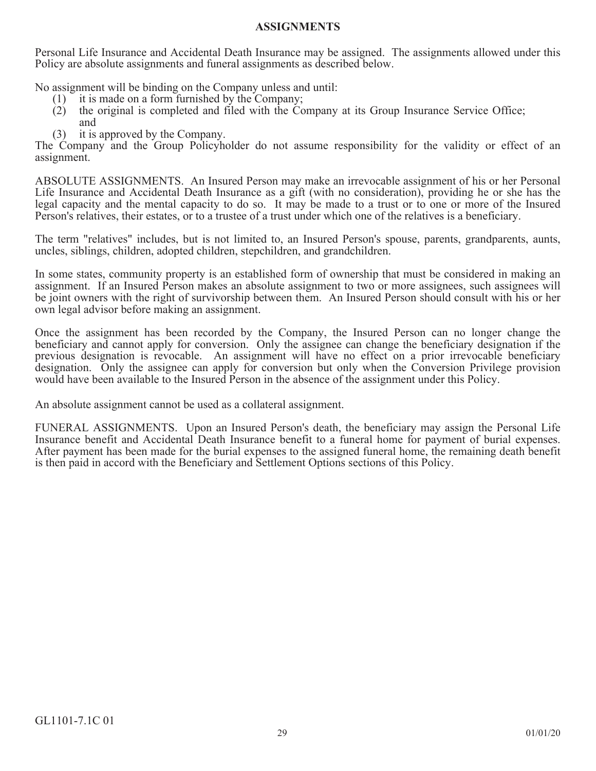## ASSIGNMENTS

Personal Life Insurance and Accidental Death Insurance may be assigned. The assignments allowed under this Policy are absolute assignments and funeral assignments as described below.

No assignment will be binding on the Company unless and until:

(1) it is made on a form furnished by the Company;
(2) the original is completed and filed with the Company at its Group Insurance Service Office; and
(3) it is approved by the Company.

The Company and the Group Policyholder do not assume responsibility for the validity or effect of an assignment.

ABSOLUTE ASSIGNMENTS. An Insured Person may make an irrevocable assignment of his or her Personal Life Insurance and Accidental Death Insurance as a gift (with no consideration), providing he or she has the legal capacity and the mental capacity to do so. It may be made to a trust or to one or more of the Insured Person's relatives, their estates, or to a trustee of a trust under which one of the relatives is a beneficiary.

The term "relatives" includes, but is not limited to, an Insured Person's spouse, parents, grandparents, aunts, uncles, siblings, children, adopted children, stepchildren, and grandchildren.

In some states, community property is an established form of ownership that must be considered in making an assignment. If an Insured Person makes an absolute assignment to two or more assignees, such assignees will be joint owners with the right of survivorship between them. An Insured Person should consult with his or her own legal advisor before making an assignment.

Once the assignment has been recorded by the Company, the Insured Person can no longer change the beneficiary and cannot apply for conversion. Only the assignee can change the beneficiary designation if the previous designation is revocable. An assignment will have no effect on a prior irrevocable beneficiary designation. Only the assignee can apply for conversion but only when the Conversion Privilege provision would have been available to the Insured Person in the absence of the assignment under this Policy.

An absolute assignment cannot be used as a collateral assignment.

FUNERAL ASSIGNMENTS. Upon an Insured Person's death, the beneficiary may assign the Personal Life Insurance benefit and Accidental Death Insurance benefit to a funeral home for payment of burial expenses. After payment has been made for the burial expenses to the assigned funeral home, the remaining death benefit is then paid in accord with the Beneficiary and Settlement Options sections of this Policy.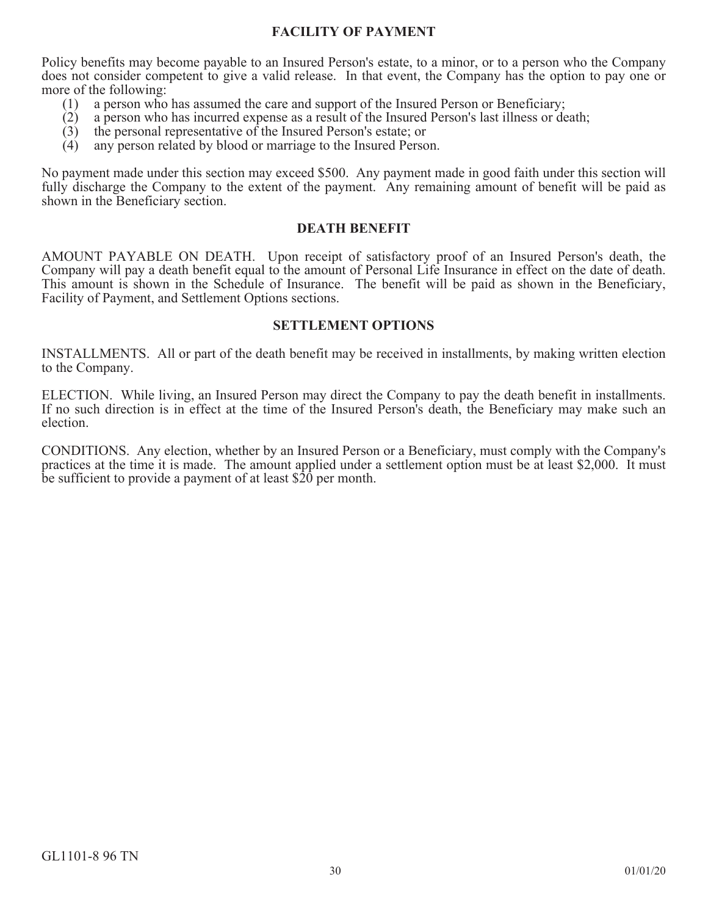## FACILITY OF PAYMENT

Policy benefits may become payable to an Insured Person's estate, to a minor, or to a person who the Company does not consider competent to give a valid release. In that event, the Company has the option to pay one or more of the following:

(1) a person who has assumed the care and support of the Insured Person or Beneficiary;
(2) a person who has incurred expense as a result of the Insured Person's last illness or death;
(3) the personal representative of the Insured Person's estate; or
(4) any person related by blood or marriage to the Insured Person.

No payment made under this section may exceed $500. Any payment made in good faith under this section will fully discharge the Company to the extent of the payment. Any remaining amount of benefit will be paid as shown in the Beneficiary section.

## DEATH BENEFIT

AMOUNT PAYABLE ON DEATH. Upon receipt of satisfactory proof of an Insured Person's death, the Company will pay a death benefit equal to the amount of Personal Life Insurance in effect on the date of death. This amount is shown in the Schedule of Insurance. The benefit will be paid as shown in the Beneficiary, Facility of Payment, and Settlement Options sections.

## SETTLEMENT OPTIONS

INSTALLMENTS. All or part of the death benefit may be received in installments, by making written election to the Company.

ELECTION. While living, an Insured Person may direct the Company to pay the death benefit in installments. If no such direction is in effect at the time of the Insured Person's death, the Beneficiary may make such an election.

CONDITIONS. Any election, whether by an Insured Person or a Beneficiary, must comply with the Company's practices at the time it is made. The amount applied under a settlement option must be at least $2,000. It must be sufficient to provide a payment of at least $20 per month.

GL1101-8 96 TN

01/01/20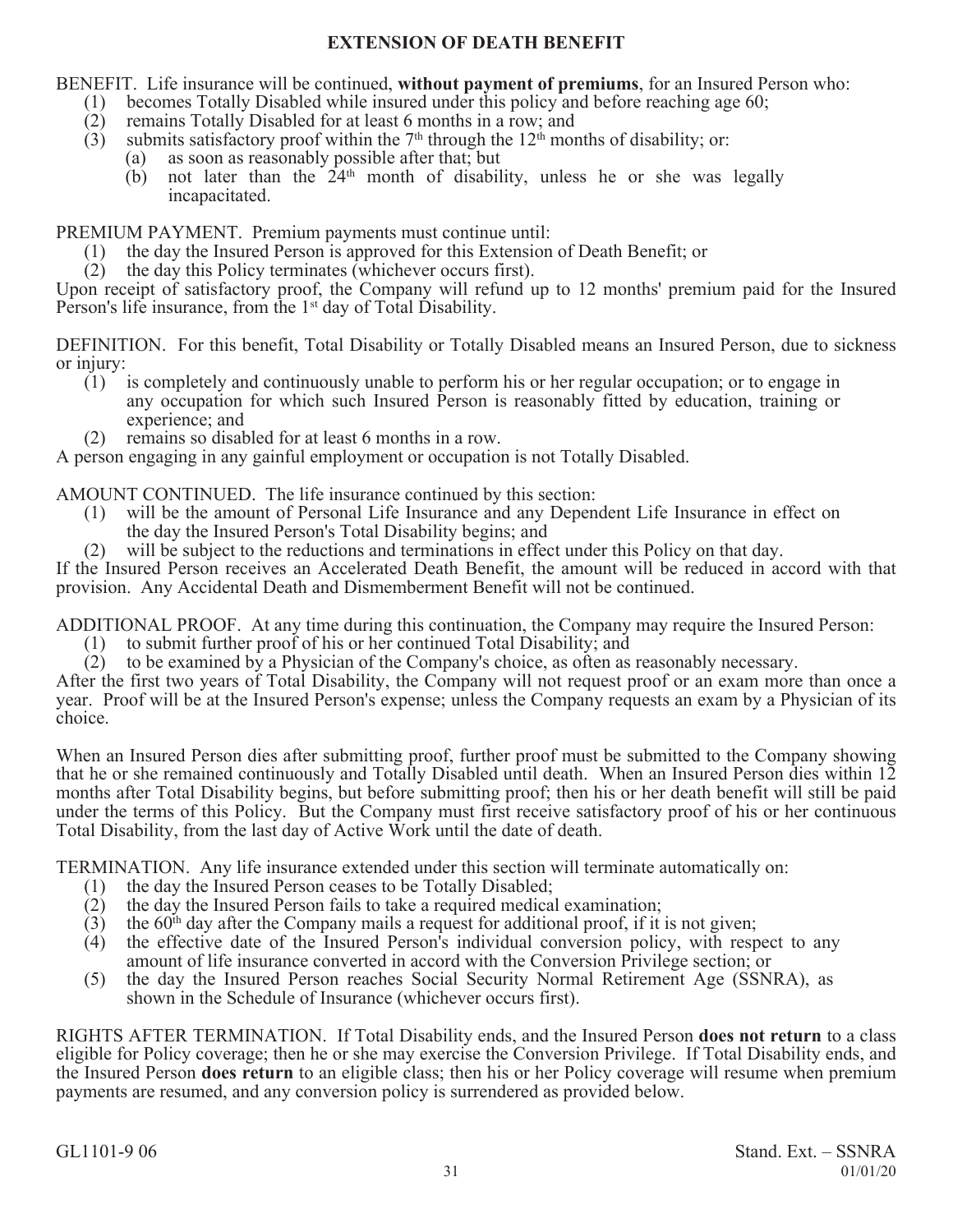## EXTENSION OF DEATH BENEFIT

BENEFIT. Life insurance will be continued, **without payment of premiums**, for an Insured Person who:

1. becomes Totally Disabled while insured under this policy and before reaching age 60;
2. remains Totally Disabled for at least 6 months in a row; and
3. submits satisfactory proof within the 7th through the 12th months of disability; or:
   - (a) as soon as reasonably possible after that; but
   - (b) not later than the 24th month of disability, unless he or she was legally incapacitated.

PREMIUM PAYMENT. Premium payments must continue until:

1. the day the Insured Person is approved for this Extension of Death Benefit; or
2. the day this Policy terminates (whichever occurs first).

Upon receipt of satisfactory proof, the Company will refund up to 12 months' premium paid for the Insured Person's life insurance, from the 1st day of Total Disability.

DEFINITION. For this benefit, Total Disability or Totally Disabled means an Insured Person, due to sickness or injury:

1. is completely and continuously unable to perform his or her regular occupation; or to engage in any occupation for which such Insured Person is reasonably fitted by education, training or experience; and
2. remains so disabled for at least 6 months in a row.

A person engaging in any gainful employment or occupation is not Totally Disabled.

AMOUNT CONTINUED. The life insurance continued by this section:

1. will be the amount of Personal Life Insurance and any Dependent Life Insurance in effect on the day the Insured Person's Total Disability begins; and
2. will be subject to the reductions and terminations in effect under this Policy on that day.

If the Insured Person receives an Accelerated Death Benefit, the amount will be reduced in accord with that provision. Any Accidental Death and Dismemberment Benefit will not be continued.

ADDITIONAL PROOF. At any time during this continuation, the Company may require the Insured Person:

1. to submit further proof of his or her continued Total Disability; and
2. to be examined by a Physician of the Company's choice, as often as reasonably necessary.

After the first two years of Total Disability, the Company will not request proof or an exam more than once a year. Proof will be at the Insured Person's expense; unless the Company requests an exam by a Physician of its choice.

When an Insured Person dies after submitting proof, further proof must be submitted to the Company showing that he or she remained continuously and Totally Disabled until death. When an Insured Person dies within 12 months after Total Disability begins, but before submitting proof; then his or her death benefit will still be paid under the terms of this Policy. But the Company must first receive satisfactory proof of his or her continuous Total Disability, from the last day of Active Work until the date of death.

TERMINATION. Any life insurance extended under this section will terminate automatically on:

1. the day the Insured Person ceases to be Totally Disabled;
2. the day the Insured Person fails to take a required medical examination;
3. the 60th day after the Company mails a request for additional proof, if it is not given;
4. the effective date of the Insured Person's individual conversion policy, with respect to any amount of life insurance converted in accord with the Conversion Privilege section; or
5. the day the Insured Person reaches Social Security Normal Retirement Age (SSNRA), as shown in the Schedule of Insurance (whichever occurs first).

RIGHTS AFTER TERMINATION. If Total Disability ends, and the Insured Person **does not return** to a class eligible for Policy coverage; then he or she may exercise the Conversion Privilege. If Total Disability ends, and the Insured Person **does return** to an eligible class; then his or her Policy coverage will resume when premium payments are resumed, and any conversion policy is surrendered as provided below.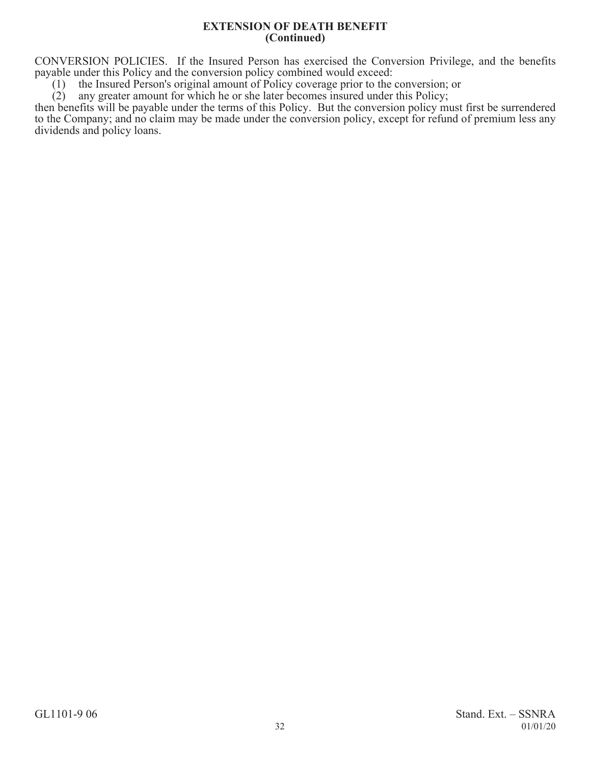## EXTENSION OF DEATH BENEFIT
## (Continued)

CONVERSION POLICIES. If the Insured Person has exercised the Conversion Privilege, and the benefits payable under this Policy and the conversion policy combined would exceed:

(1) the Insured Person's original amount of Policy coverage prior to the conversion; or
(2) any greater amount for which he or she later becomes insured under this Policy;

then benefits will be payable under the terms of this Policy. But the conversion policy must first be surrendered to the Company; and no claim may be made under the conversion policy, except for refund of premium less any dividends and policy loans.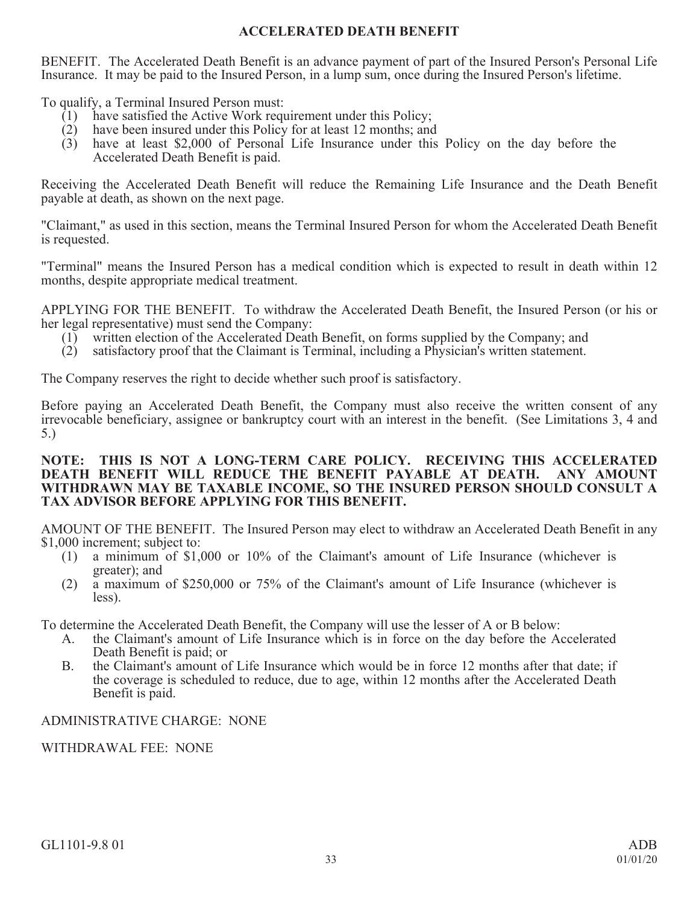## ACCELERATED DEATH BENEFIT

BENEFIT. The Accelerated Death Benefit is an advance payment of part of the Insured Person's Personal Life Insurance. It may be paid to the Insured Person, in a lump sum, once during the Insured Person's lifetime.

To qualify, a Terminal Insured Person must:

(1) have satisfied the Active Work requirement under this Policy;
(2) have been insured under this Policy for at least 12 months; and
(3) have at least $2,000 of Personal Life Insurance under this Policy on the day before the Accelerated Death Benefit is paid.

Receiving the Accelerated Death Benefit will reduce the Remaining Life Insurance and the Death Benefit payable at death, as shown on the next page.

"Claimant," as used in this section, means the Terminal Insured Person for whom the Accelerated Death Benefit is requested.

"Terminal" means the Insured Person has a medical condition which is expected to result in death within 12 months, despite appropriate medical treatment.

APPLYING FOR THE BENEFIT. To withdraw the Accelerated Death Benefit, the Insured Person (or his or her legal representative) must send the Company:

(1) written election of the Accelerated Death Benefit, on forms supplied by the Company; and
(2) satisfactory proof that the Claimant is Terminal, including a Physician's written statement.

The Company reserves the right to decide whether such proof is satisfactory.

Before paying an Accelerated Death Benefit, the Company must also receive the written consent of any irrevocable beneficiary, assignee or bankruptcy court with an interest in the benefit. (See Limitations 3, 4 and 5.)

**NOTE: THIS IS NOT A LONG-TERM CARE POLICY. RECEIVING THIS ACCELERATED DEATH BENEFIT WILL REDUCE THE BENEFIT PAYABLE AT DEATH. ANY AMOUNT WITHDRAWN MAY BE TAXABLE INCOME, SO THE INSURED PERSON SHOULD CONSULT A TAX ADVISOR BEFORE APPLYING FOR THIS BENEFIT.**

AMOUNT OF THE BENEFIT. The Insured Person may elect to withdraw an Accelerated Death Benefit in any $1,000 increment; subject to:

(1) a minimum of $1,000 or 10% of the Claimant's amount of Life Insurance (whichever is greater); and
(2) a maximum of $250,000 or 75% of the Claimant's amount of Life Insurance (whichever is less).

To determine the Accelerated Death Benefit, the Company will use the lesser of A or B below:

A. the Claimant's amount of Life Insurance which is in force on the day before the Accelerated Death Benefit is paid; or
B. the Claimant's amount of Life Insurance which would be in force 12 months after that date; if the coverage is scheduled to reduce, due to age, within 12 months after the Accelerated Death Benefit is paid.

ADMINISTRATIVE CHARGE: NONE

WITHDRAWAL FEE: NONE

GL1101-9.8 01 ADB 01/01/20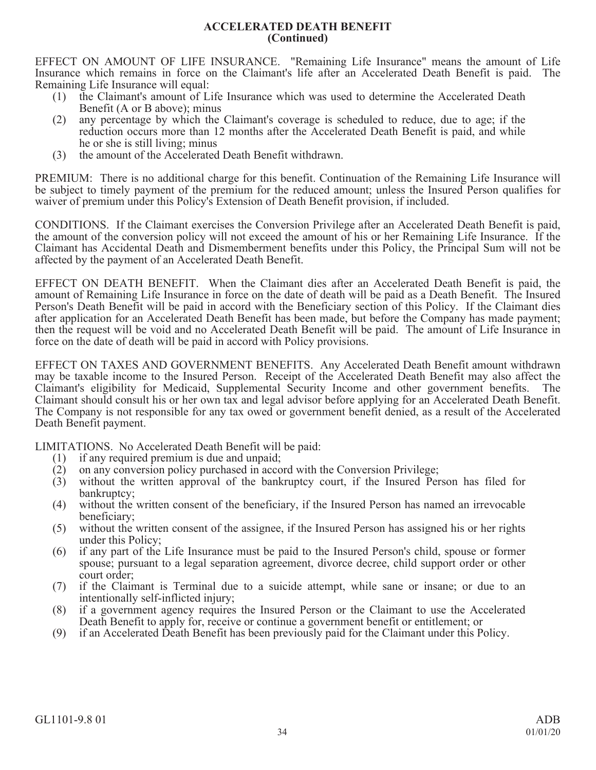# ACCELERATED DEATH BENEFIT
**(Continued)**

EFFECT ON AMOUNT OF LIFE INSURANCE. "Remaining Life Insurance" means the amount of Life Insurance which remains in force on the Claimant's life after an Accelerated Death Benefit is paid. The Remaining Life Insurance will equal:

1. the Claimant's amount of Life Insurance which was used to determine the Accelerated Death Benefit (A or B above); minus
2. any percentage by which the Claimant's coverage is scheduled to reduce, due to age; if the reduction occurs more than 12 months after the Accelerated Death Benefit is paid, and while he or she is still living; minus
3. the amount of the Accelerated Death Benefit withdrawn.

PREMIUM: There is no additional charge for this benefit. Continuation of the Remaining Life Insurance will be subject to timely payment of the premium for the reduced amount; unless the Insured Person qualifies for waiver of premium under this Policy's Extension of Death Benefit provision, if included.

CONDITIONS. If the Claimant exercises the Conversion Privilege after an Accelerated Death Benefit is paid, the amount of the conversion policy will not exceed the amount of his or her Remaining Life Insurance. If the Claimant has Accidental Death and Dismemberment benefits under this Policy, the Principal Sum will not be affected by the payment of an Accelerated Death Benefit.

EFFECT ON DEATH BENEFIT. When the Claimant dies after an Accelerated Death Benefit is paid, the amount of Remaining Life Insurance in force on the date of death will be paid as a Death Benefit. The Insured Person's Death Benefit will be paid in accord with the Beneficiary section of this Policy. If the Claimant dies after application for an Accelerated Death Benefit has been made, but before the Company has made payment; then the request will be void and no Accelerated Death Benefit will be paid. The amount of Life Insurance in force on the date of death will be paid in accord with Policy provisions.

EFFECT ON TAXES AND GOVERNMENT BENEFITS. Any Accelerated Death Benefit amount withdrawn may be taxable income to the Insured Person. Receipt of the Accelerated Death Benefit may also affect the Claimant's eligibility for Medicaid, Supplemental Security Income and other government benefits. The Claimant should consult his or her own tax and legal advisor before applying for an Accelerated Death Benefit. The Company is not responsible for any tax owed or government benefit denied, as a result of the Accelerated Death Benefit payment.

LIMITATIONS. No Accelerated Death Benefit will be paid:

1. if any required premium is due and unpaid;
2. on any conversion policy purchased in accord with the Conversion Privilege;
3. without the written approval of the bankruptcy court, if the Insured Person has filed for bankruptcy;
4. without the written consent of the beneficiary, if the Insured Person has named an irrevocable beneficiary;
5. without the written consent of the assignee, if the Insured Person has assigned his or her rights under this Policy;
6. if any part of the Life Insurance must be paid to the Insured Person's child, spouse or former spouse; pursuant to a legal separation agreement, divorce decree, child support order or other court order;
7. if the Claimant is Terminal due to a suicide attempt, while sane or insane; or due to an intentionally self-inflicted injury;
8. if a government agency requires the Insured Person or the Claimant to use the Accelerated Death Benefit to apply for, receive or continue a government benefit or entitlement; or
9. if an Accelerated Death Benefit has been previously paid for the Claimant under this Policy.

GL1101-9.8 01 ADB 01/01/20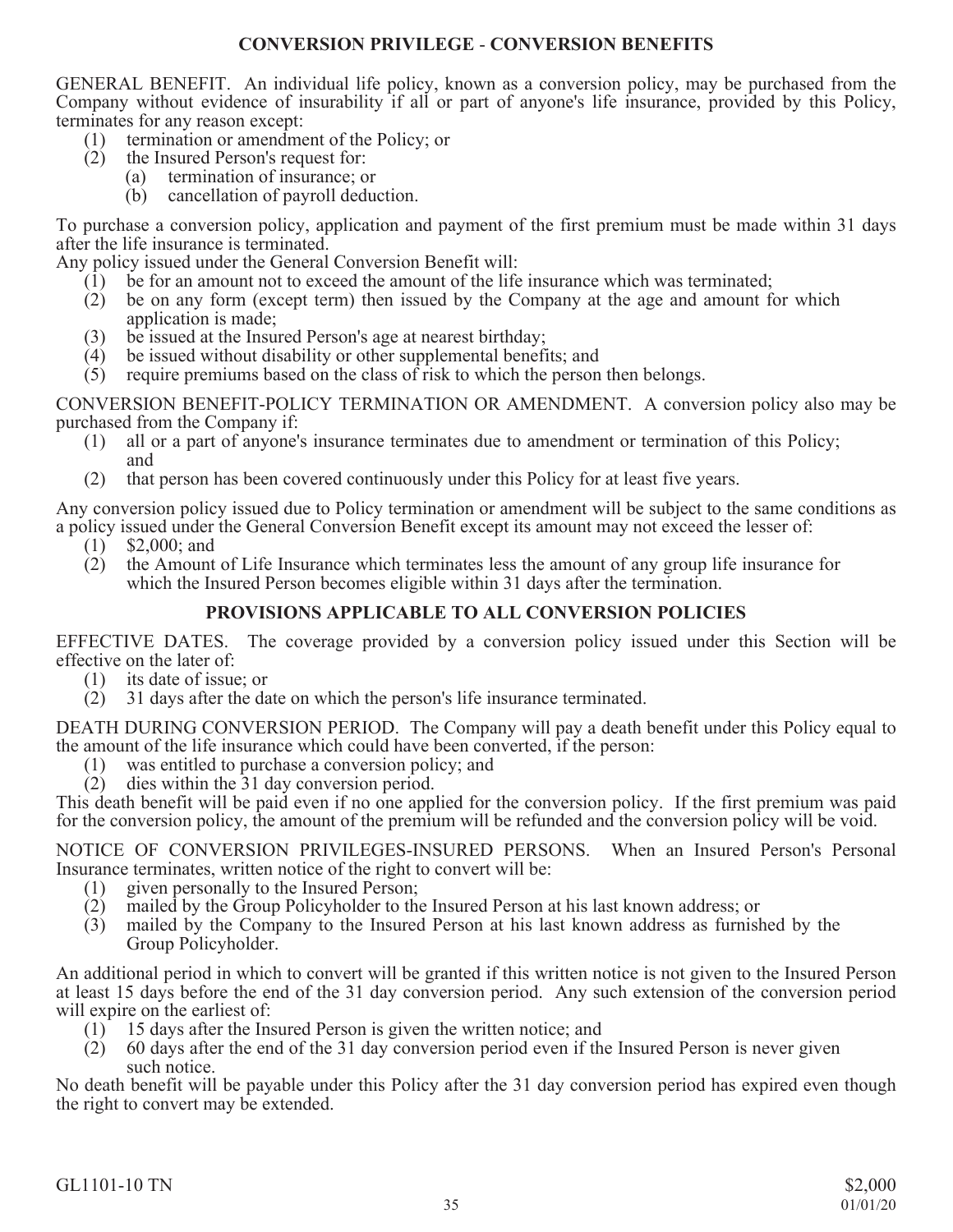## CONVERSION PRIVILEGE - CONVERSION BENEFITS

GENERAL BENEFIT. An individual life policy, known as a conversion policy, may be purchased from the Company without evidence of insurability if all or part of anyone's life insurance, provided by this Policy, terminates for any reason except:

1. termination or amendment of the Policy; or
2. the Insured Person's request for:
   - (a) termination of insurance; or
   - (b) cancellation of payroll deduction.

To purchase a conversion policy, application and payment of the first premium must be made within 31 days after the life insurance is terminated.

Any policy issued under the General Conversion Benefit will:

1. be for an amount not to exceed the amount of the life insurance which was terminated;
2. be on any form (except term) then issued by the Company at the age and amount for which application is made;
3. be issued at the Insured Person's age at nearest birthday;
4. be issued without disability or other supplemental benefits; and
5. require premiums based on the class of risk to which the person then belongs.

CONVERSION BENEFIT-POLICY TERMINATION OR AMENDMENT. A conversion policy also may be purchased from the Company if:

1. all or a part of anyone's insurance terminates due to amendment or termination of this Policy; and
2. that person has been covered continuously under this Policy for at least five years.

Any conversion policy issued due to Policy termination or amendment will be subject to the same conditions as a policy issued under the General Conversion Benefit except its amount may not exceed the lesser of:

1. $2,000; and
2. the Amount of Life Insurance which terminates less the amount of any group life insurance for which the Insured Person becomes eligible within 31 days after the termination.

## PROVISIONS APPLICABLE TO ALL CONVERSION POLICIES

EFFECTIVE DATES. The coverage provided by a conversion policy issued under this Section will be effective on the later of:

1. its date of issue; or
2. 31 days after the date on which the person's life insurance terminated.

DEATH DURING CONVERSION PERIOD. The Company will pay a death benefit under this Policy equal to the amount of the life insurance which could have been converted, if the person:

1. was entitled to purchase a conversion policy; and
2. dies within the 31 day conversion period.

This death benefit will be paid even if no one applied for the conversion policy. If the first premium was paid for the conversion policy, the amount of the premium will be refunded and the conversion policy will be void.

NOTICE OF CONVERSION PRIVILEGES-INSURED PERSONS. When an Insured Person's Personal Insurance terminates, written notice of the right to convert will be:

1. given personally to the Insured Person;
2. mailed by the Group Policyholder to the Insured Person at his last known address; or
3. mailed by the Company to the Insured Person at his last known address as furnished by the Group Policyholder.

An additional period in which to convert will be granted if this written notice is not given to the Insured Person at least 15 days before the end of the 31 day conversion period. Any such extension of the conversion period will expire on the earliest of:

1. 15 days after the Insured Person is given the written notice; and
2. 60 days after the end of the 31 day conversion period even if the Insured Person is never given such notice.

No death benefit will be payable under this Policy after the 31 day conversion period has expired even though the right to convert may be extended.

GL1101-10 TN $2,000 01/01/20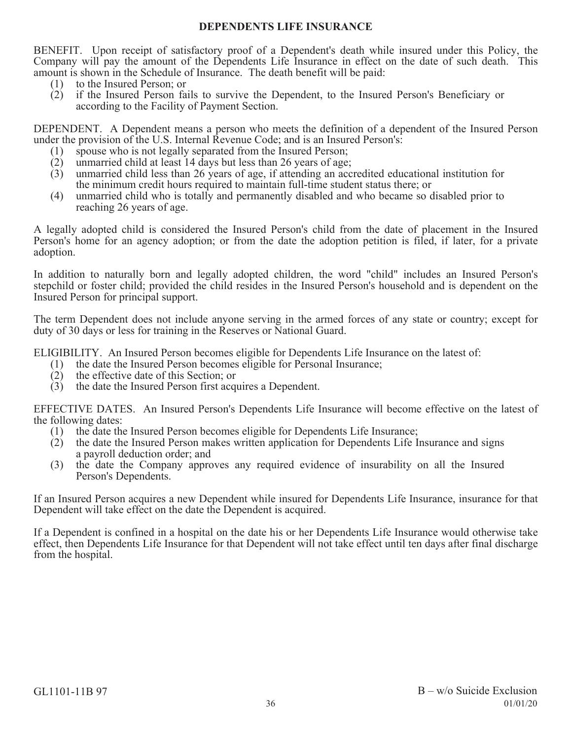# DEPENDENTS LIFE INSURANCE

BENEFIT. Upon receipt of satisfactory proof of a Dependent's death while insured under this Policy, the Company will pay the amount of the Dependents Life Insurance in effect on the date of such death. This amount is shown in the Schedule of Insurance. The death benefit will be paid:

(1) to the Insured Person; or
(2) if the Insured Person fails to survive the Dependent, to the Insured Person's Beneficiary or according to the Facility of Payment Section.

DEPENDENT. A Dependent means a person who meets the definition of a dependent of the Insured Person under the provision of the U.S. Internal Revenue Code; and is an Insured Person's:

(1) spouse who is not legally separated from the Insured Person;
(2) unmarried child at least 14 days but less than 26 years of age;
(3) unmarried child less than 26 years of age, if attending an accredited educational institution for the minimum credit hours required to maintain full-time student status there; or
(4) unmarried child who is totally and permanently disabled and who became so disabled prior to reaching 26 years of age.

A legally adopted child is considered the Insured Person's child from the date of placement in the Insured Person's home for an agency adoption; or from the date the adoption petition is filed, if later, for a private adoption.

In addition to naturally born and legally adopted children, the word "child" includes an Insured Person's stepchild or foster child; provided the child resides in the Insured Person's household and is dependent on the Insured Person for principal support.

The term Dependent does not include anyone serving in the armed forces of any state or country; except for duty of 30 days or less for training in the Reserves or National Guard.

ELIGIBILITY. An Insured Person becomes eligible for Dependents Life Insurance on the latest of:

(1) the date the Insured Person becomes eligible for Personal Insurance;
(2) the effective date of this Section; or
(3) the date the Insured Person first acquires a Dependent.

EFFECTIVE DATES. An Insured Person's Dependents Life Insurance will become effective on the latest of the following dates:

(1) the date the Insured Person becomes eligible for Dependents Life Insurance;
(2) the date the Insured Person makes written application for Dependents Life Insurance and signs a payroll deduction order; and
(3) the date the Company approves any required evidence of insurability on all the Insured Person's Dependents.

If an Insured Person acquires a new Dependent while insured for Dependents Life Insurance, insurance for that Dependent will take effect on the date the Dependent is acquired.

If a Dependent is confined in a hospital on the date his or her Dependents Life Insurance would otherwise take effect, then Dependents Life Insurance for that Dependent will not take effect until ten days after final discharge from the hospital.

GL1101-11B 97 B – w/o Suicide Exclusion 01/01/20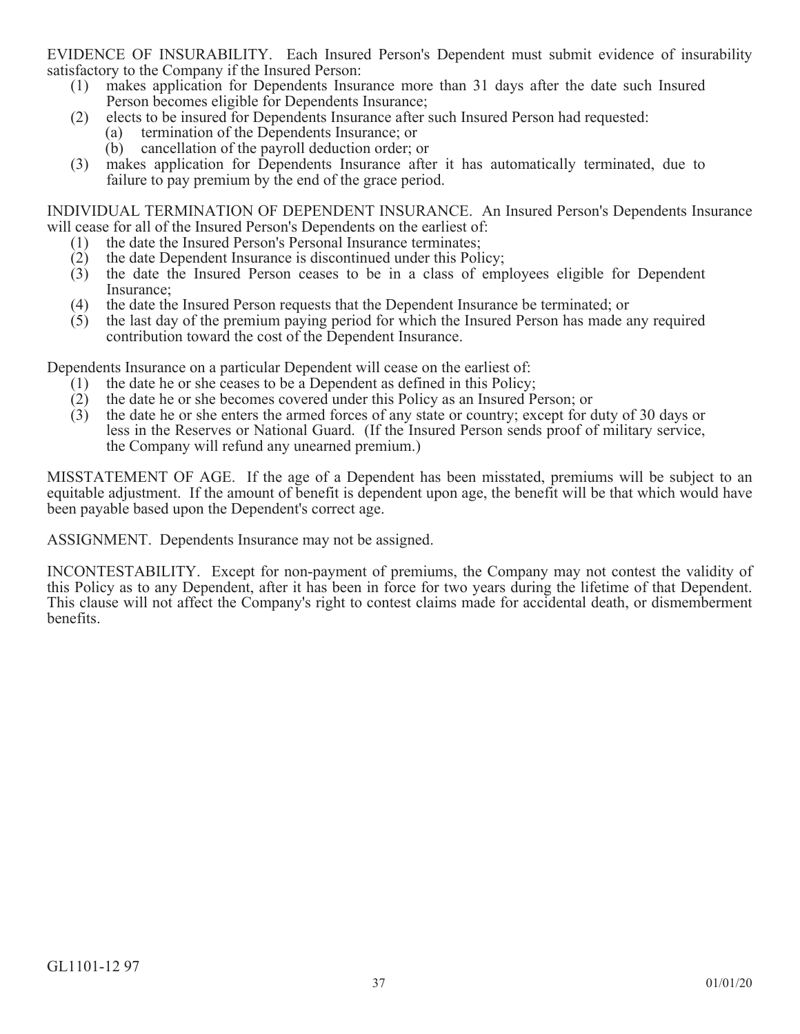EVIDENCE OF INSURABILITY. Each Insured Person's Dependent must submit evidence of insurability satisfactory to the Company if the Insured Person:

(1) makes application for Dependents Insurance more than 31 days after the date such Insured Person becomes eligible for Dependents Insurance;

(2) elects to be insured for Dependents Insurance after such Insured Person had requested:
   - (a) termination of the Dependents Insurance; or
   - (b) cancellation of the payroll deduction order; or

(3) makes application for Dependents Insurance after it has automatically terminated, due to failure to pay premium by the end of the grace period.

INDIVIDUAL TERMINATION OF DEPENDENT INSURANCE. An Insured Person's Dependents Insurance will cease for all of the Insured Person's Dependents on the earliest of:

(1) the date the Insured Person's Personal Insurance terminates;

(2) the date Dependent Insurance is discontinued under this Policy;

(3) the date the Insured Person ceases to be in a class of employees eligible for Dependent Insurance;

(4) the date the Insured Person requests that the Dependent Insurance be terminated; or

(5) the last day of the premium paying period for which the Insured Person has made any required contribution toward the cost of the Dependent Insurance.

Dependents Insurance on a particular Dependent will cease on the earliest of:

(1) the date he or she ceases to be a Dependent as defined in this Policy;

(2) the date he or she becomes covered under this Policy as an Insured Person; or

(3) the date he or she enters the armed forces of any state or country; except for duty of 30 days or less in the Reserves or National Guard. (If the Insured Person sends proof of military service, the Company will refund any unearned premium.)

MISSTATEMENT OF AGE. If the age of a Dependent has been misstated, premiums will be subject to an equitable adjustment. If the amount of benefit is dependent upon age, the benefit will be that which would have been payable based upon the Dependent's correct age.

ASSIGNMENT. Dependents Insurance may not be assigned.

INCONTESTABILITY. Except for non-payment of premiums, the Company may not contest the validity of this Policy as to any Dependent, after it has been in force for two years during the lifetime of that Dependent. This clause will not affect the Company's right to contest claims made for accidental death, or dismemberment benefits.

GL1101-12 97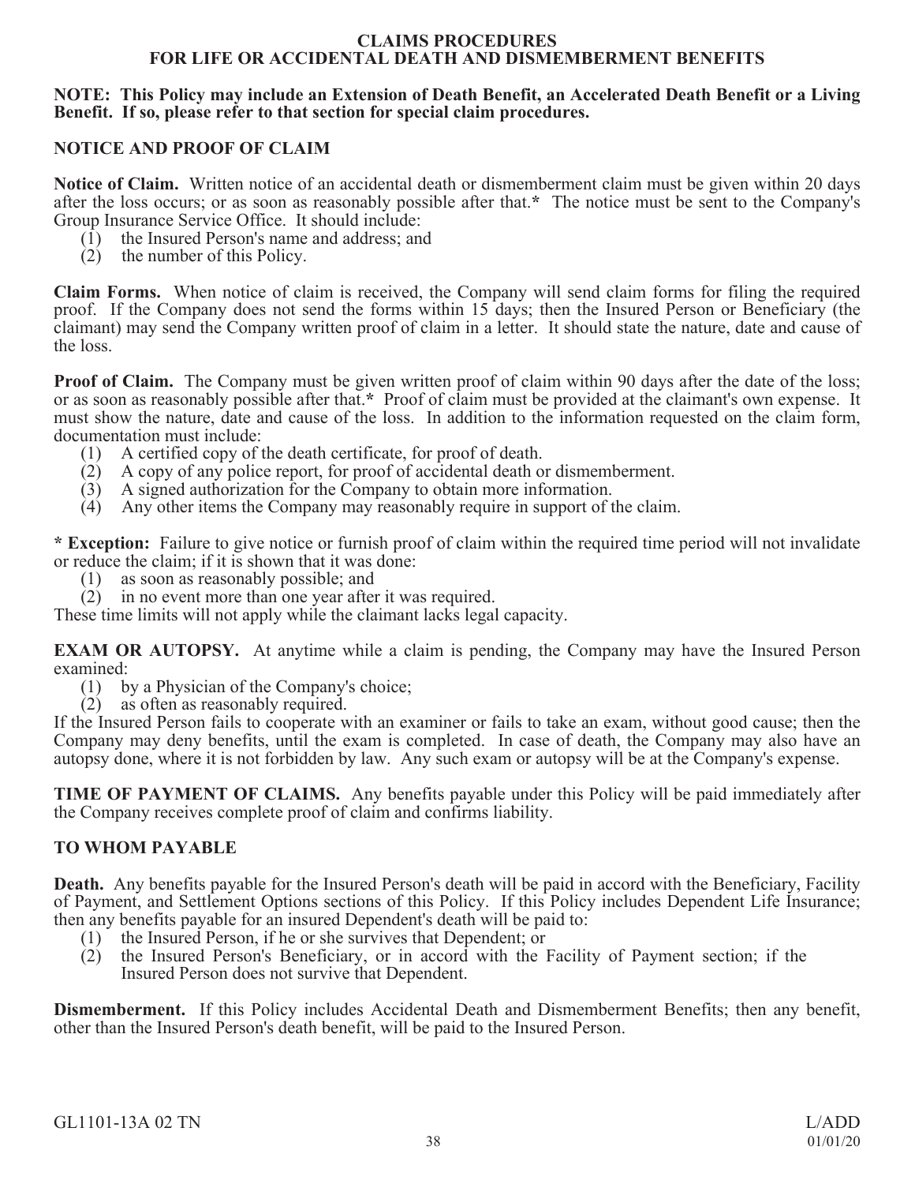# CLAIMS PROCEDURES
# FOR LIFE OR ACCIDENTAL DEATH AND DISMEMBERMENT BENEFITS

**NOTE: This Policy may include an Extension of Death Benefit, an Accelerated Death Benefit or a Living Benefit. If so, please refer to that section for special claim procedures.**

## NOTICE AND PROOF OF CLAIM

**Notice of Claim.** Written notice of an accidental death or dismemberment claim must be given within 20 days after the loss occurs; or as soon as reasonably possible after that.**\*** The notice must be sent to the Company's Group Insurance Service Office. It should include:

(1) the Insured Person's name and address; and
(2) the number of this Policy.

**Claim Forms.** When notice of claim is received, the Company will send claim forms for filing the required proof. If the Company does not send the forms within 15 days; then the Insured Person or Beneficiary (the claimant) may send the Company written proof of claim in a letter. It should state the nature, date and cause of the loss.

**Proof of Claim.** The Company must be given written proof of claim within 90 days after the date of the loss; or as soon as reasonably possible after that.**\*** Proof of claim must be provided at the claimant's own expense. It must show the nature, date and cause of the loss. In addition to the information requested on the claim form, documentation must include:

(1) A certified copy of the death certificate, for proof of death.
(2) A copy of any police report, for proof of accidental death or dismemberment.
(3) A signed authorization for the Company to obtain more information.
(4) Any other items the Company may reasonably require in support of the claim.

**\* Exception:** Failure to give notice or furnish proof of claim within the required time period will not invalidate or reduce the claim; if it is shown that it was done:

(1) as soon as reasonably possible; and
(2) in no event more than one year after it was required.

These time limits will not apply while the claimant lacks legal capacity.

**EXAM OR AUTOPSY.** At anytime while a claim is pending, the Company may have the Insured Person examined:

(1) by a Physician of the Company's choice;
(2) as often as reasonably required.

If the Insured Person fails to cooperate with an examiner or fails to take an exam, without good cause; then the Company may deny benefits, until the exam is completed. In case of death, the Company may also have an autopsy done, where it is not forbidden by law. Any such exam or autopsy will be at the Company's expense.

**TIME OF PAYMENT OF CLAIMS.** Any benefits payable under this Policy will be paid immediately after the Company receives complete proof of claim and confirms liability.

## TO WHOM PAYABLE

**Death.** Any benefits payable for the Insured Person's death will be paid in accord with the Beneficiary, Facility of Payment, and Settlement Options sections of this Policy. If this Policy includes Dependent Life Insurance; then any benefits payable for an insured Dependent's death will be paid to:

(1) the Insured Person, if he or she survives that Dependent; or
(2) the Insured Person's Beneficiary, or in accord with the Facility of Payment section; if the Insured Person does not survive that Dependent.

**Dismemberment.** If this Policy includes Accidental Death and Dismemberment Benefits; then any benefit, other than the Insured Person's death benefit, will be paid to the Insured Person.

GL1101-13A 02 TN L/ADD 01/01/20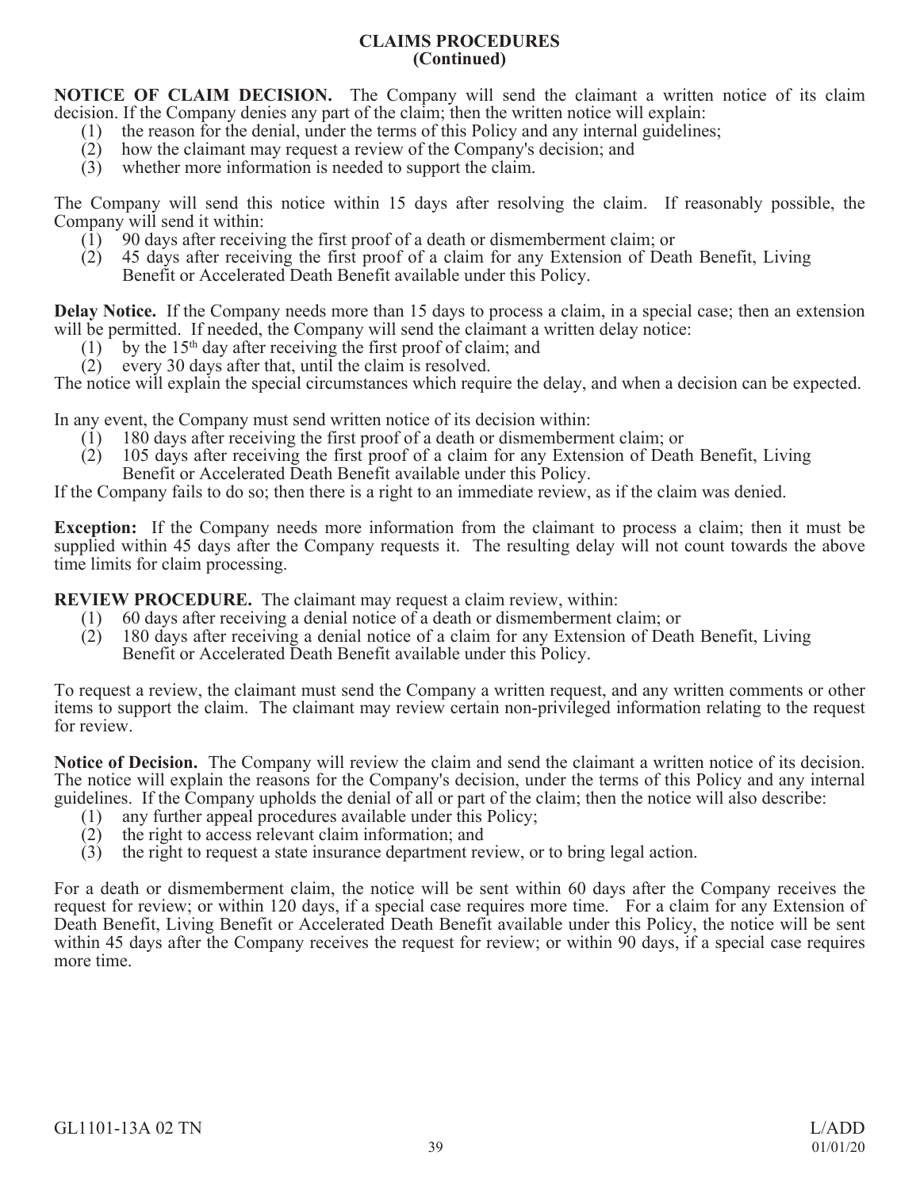## CLAIMS PROCEDURES
## (Continued)

**NOTICE OF CLAIM DECISION.** The Company will send the claimant a written notice of its claim decision. If the Company denies any part of the claim; then the written notice will explain:

1. the reason for the denial, under the terms of this Policy and any internal guidelines;
2. how the claimant may request a review of the Company's decision; and
3. whether more information is needed to support the claim.

The Company will send this notice within 15 days after resolving the claim. If reasonably possible, the Company will send it within:

1. 90 days after receiving the first proof of a death or dismemberment claim; or
2. 45 days after receiving the first proof of a claim for any Extension of Death Benefit, Living Benefit or Accelerated Death Benefit available under this Policy.

**Delay Notice.** If the Company needs more than 15 days to process a claim, in a special case; then an extension will be permitted. If needed, the Company will send the claimant a written delay notice:

1. by the 15th day after receiving the first proof of claim; and
2. every 30 days after that, until the claim is resolved.

The notice will explain the special circumstances which require the delay, and when a decision can be expected.

In any event, the Company must send written notice of its decision within:

1. 180 days after receiving the first proof of a death or dismemberment claim; or
2. 105 days after receiving the first proof of a claim for any Extension of Death Benefit, Living Benefit or Accelerated Death Benefit available under this Policy.

If the Company fails to do so; then there is a right to an immediate review, as if the claim was denied.

**Exception:** If the Company needs more information from the claimant to process a claim; then it must be supplied within 45 days after the Company requests it. The resulting delay will not count towards the above time limits for claim processing.

**REVIEW PROCEDURE.** The claimant may request a claim review, within:

1. 60 days after receiving a denial notice of a death or dismemberment claim; or
2. 180 days after receiving a denial notice of a claim for any Extension of Death Benefit, Living Benefit or Accelerated Death Benefit available under this Policy.

To request a review, the claimant must send the Company a written request, and any written comments or other items to support the claim. The claimant may review certain non-privileged information relating to the request for review.

**Notice of Decision.** The Company will review the claim and send the claimant a written notice of its decision. The notice will explain the reasons for the Company's decision, under the terms of this Policy and any internal guidelines. If the Company upholds the denial of all or part of the claim; then the notice will also describe:

1. any further appeal procedures available under this Policy;
2. the right to access relevant claim information; and
3. the right to request a state insurance department review, or to bring legal action.

For a death or dismemberment claim, the notice will be sent within 60 days after the Company receives the request for review; or within 120 days, if a special case requires more time. For a claim for any Extension of Death Benefit, Living Benefit or Accelerated Death Benefit available under this Policy, the notice will be sent within 45 days after the Company receives the request for review; or within 90 days, if a special case requires more time.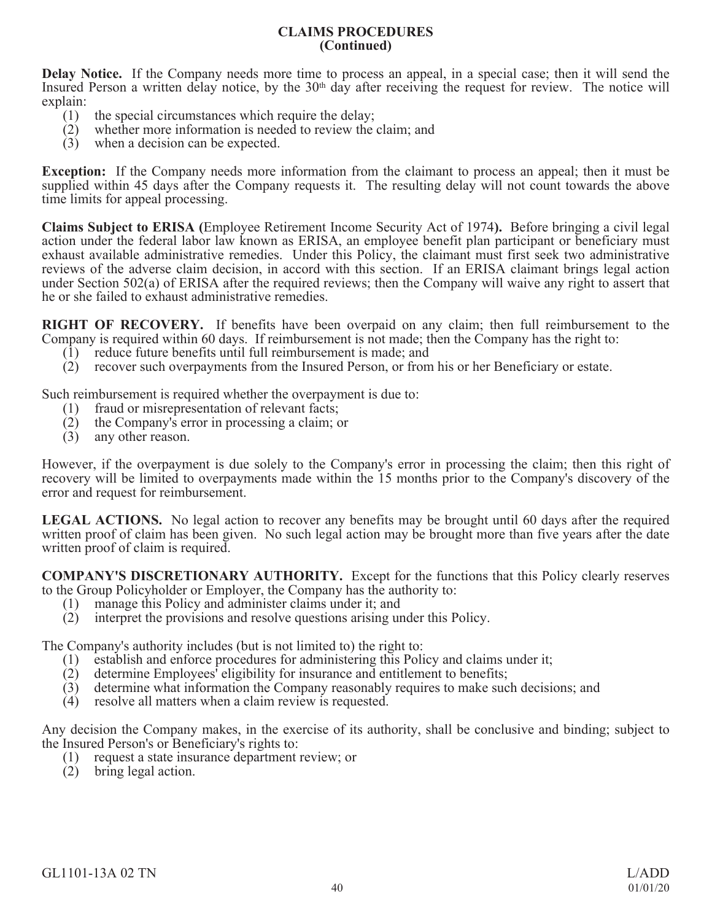## CLAIMS PROCEDURES
### (Continued)

**Delay Notice.** If the Company needs more time to process an appeal, in a special case; then it will send the Insured Person a written delay notice, by the 30th day after receiving the request for review. The notice will explain:

(1) the special circumstances which require the delay;
(2) whether more information is needed to review the claim; and
(3) when a decision can be expected.

**Exception:** If the Company needs more information from the claimant to process an appeal; then it must be supplied within 45 days after the Company requests it. The resulting delay will not count towards the above time limits for appeal processing.

**Claims Subject to ERISA (**Employee Retirement Income Security Act of 1974**).** Before bringing a civil legal action under the federal labor law known as ERISA, an employee benefit plan participant or beneficiary must exhaust available administrative remedies. Under this Policy, the claimant must first seek two administrative reviews of the adverse claim decision, in accord with this section. If an ERISA claimant brings legal action under Section 502(a) of ERISA after the required reviews; then the Company will waive any right to assert that he or she failed to exhaust administrative remedies.

**RIGHT OF RECOVERY.** If benefits have been overpaid on any claim; then full reimbursement to the Company is required within 60 days. If reimbursement is not made; then the Company has the right to:

(1) reduce future benefits until full reimbursement is made; and
(2) recover such overpayments from the Insured Person, or from his or her Beneficiary or estate.

Such reimbursement is required whether the overpayment is due to:

(1) fraud or misrepresentation of relevant facts;
(2) the Company's error in processing a claim; or
(3) any other reason.

However, if the overpayment is due solely to the Company's error in processing the claim; then this right of recovery will be limited to overpayments made within the 15 months prior to the Company's discovery of the error and request for reimbursement.

**LEGAL ACTIONS.** No legal action to recover any benefits may be brought until 60 days after the required written proof of claim has been given. No such legal action may be brought more than five years after the date written proof of claim is required.

**COMPANY'S DISCRETIONARY AUTHORITY.** Except for the functions that this Policy clearly reserves to the Group Policyholder or Employer, the Company has the authority to:

(1) manage this Policy and administer claims under it; and
(2) interpret the provisions and resolve questions arising under this Policy.

The Company's authority includes (but is not limited to) the right to:

(1) establish and enforce procedures for administering this Policy and claims under it;
(2) determine Employees' eligibility for insurance and entitlement to benefits;
(3) determine what information the Company reasonably requires to make such decisions; and
(4) resolve all matters when a claim review is requested.

Any decision the Company makes, in the exercise of its authority, shall be conclusive and binding; subject to the Insured Person's or Beneficiary's rights to:

(1) request a state insurance department review; or
(2) bring legal action.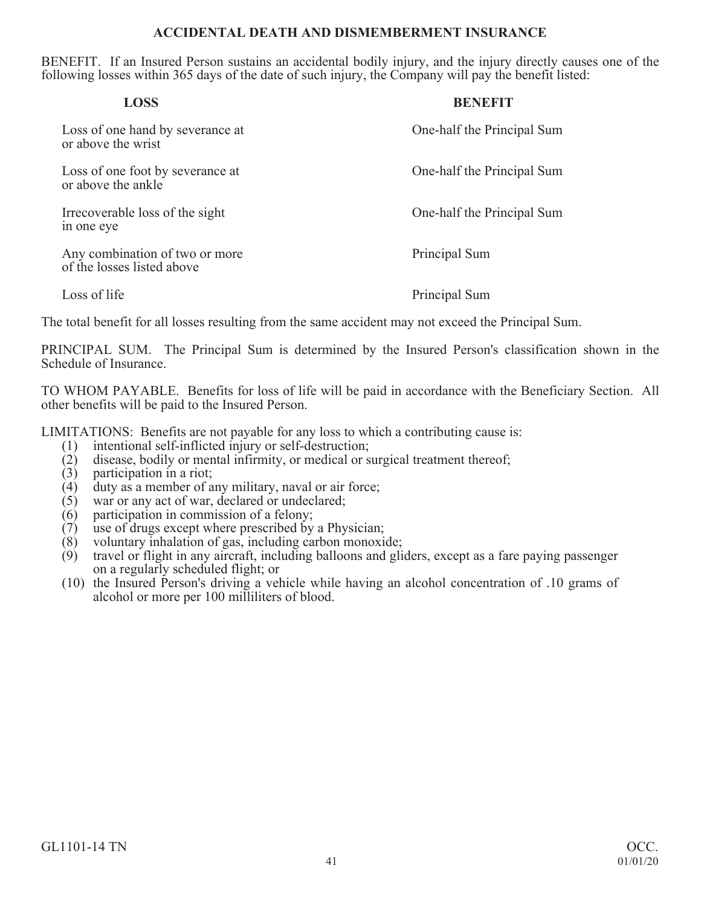## ACCIDENTAL DEATH AND DISMEMBERMENT INSURANCE

BENEFIT. If an Insured Person sustains an accidental bodily injury, and the injury directly causes one of the following losses within 365 days of the date of such injury, the Company will pay the benefit listed:

| LOSS | BENEFIT |
|---|---|
| Loss of one hand by severance at or above the wrist | One-half the Principal Sum |
| Loss of one foot by severance at or above the ankle | One-half the Principal Sum |
| Irrecoverable loss of the sight in one eye | One-half the Principal Sum |
| Any combination of two or more of the losses listed above | Principal Sum |
| Loss of life | Principal Sum |

The total benefit for all losses resulting from the same accident may not exceed the Principal Sum.

PRINCIPAL SUM. The Principal Sum is determined by the Insured Person's classification shown in the Schedule of Insurance.

TO WHOM PAYABLE. Benefits for loss of life will be paid in accordance with the Beneficiary Section. All other benefits will be paid to the Insured Person.

LIMITATIONS: Benefits are not payable for any loss to which a contributing cause is:

(1) intentional self-inflicted injury or self-destruction;
(2) disease, bodily or mental infirmity, or medical or surgical treatment thereof;
(3) participation in a riot;
(4) duty as a member of any military, naval or air force;
(5) war or any act of war, declared or undeclared;
(6) participation in commission of a felony;
(7) use of drugs except where prescribed by a Physician;
(8) voluntary inhalation of gas, including carbon monoxide;
(9) travel or flight in any aircraft, including balloons and gliders, except as a fare paying passenger on a regularly scheduled flight; or
(10) the Insured Person's driving a vehicle while having an alcohol concentration of .10 grams of alcohol or more per 100 milliliters of blood.

GL1101-14 TN OCC. 01/01/20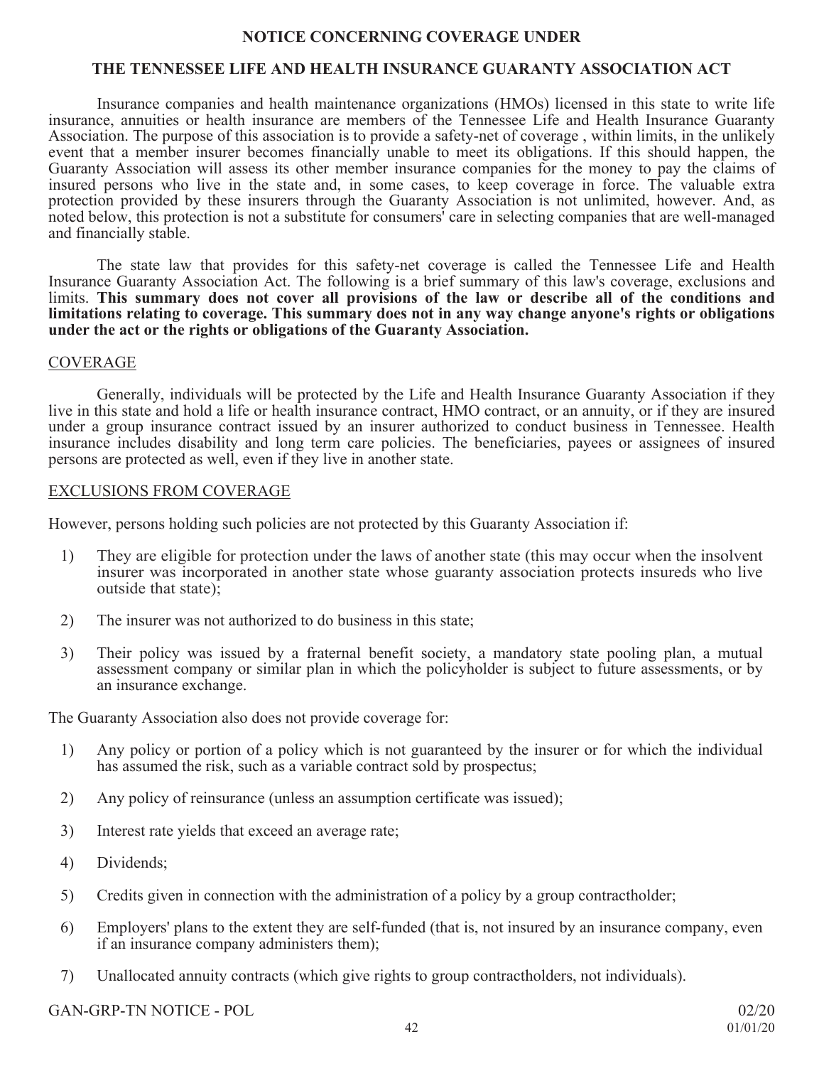# NOTICE CONCERNING COVERAGE UNDER

# THE TENNESSEE LIFE AND HEALTH INSURANCE GUARANTY ASSOCIATION ACT

Insurance companies and health maintenance organizations (HMOs) licensed in this state to write life insurance, annuities or health insurance are members of the Tennessee Life and Health Insurance Guaranty Association. The purpose of this association is to provide a safety-net of coverage , within limits, in the unlikely event that a member insurer becomes financially unable to meet its obligations. If this should happen, the Guaranty Association will assess its other member insurance companies for the money to pay the claims of insured persons who live in the state and, in some cases, to keep coverage in force. The valuable extra protection provided by these insurers through the Guaranty Association is not unlimited, however. And, as noted below, this protection is not a substitute for consumers' care in selecting companies that are well-managed and financially stable.

The state law that provides for this safety-net coverage is called the Tennessee Life and Health Insurance Guaranty Association Act. The following is a brief summary of this law's coverage, exclusions and limits. **This summary does not cover all provisions of the law or describe all of the conditions and limitations relating to coverage. This summary does not in any way change anyone's rights or obligations under the act or the rights or obligations of the Guaranty Association.**

## COVERAGE

Generally, individuals will be protected by the Life and Health Insurance Guaranty Association if they live in this state and hold a life or health insurance contract, HMO contract, or an annuity, or if they are insured under a group insurance contract issued by an insurer authorized to conduct business in Tennessee. Health insurance includes disability and long term care policies. The beneficiaries, payees or assignees of insured persons are protected as well, even if they live in another state.

## EXCLUSIONS FROM COVERAGE

However, persons holding such policies are not protected by this Guaranty Association if:

1) They are eligible for protection under the laws of another state (this may occur when the insolvent insurer was incorporated in another state whose guaranty association protects insureds who live outside that state);

2) The insurer was not authorized to do business in this state;

3) Their policy was issued by a fraternal benefit society, a mandatory state pooling plan, a mutual assessment company or similar plan in which the policyholder is subject to future assessments, or by an insurance exchange.

The Guaranty Association also does not provide coverage for:

1) Any policy or portion of a policy which is not guaranteed by the insurer or for which the individual has assumed the risk, such as a variable contract sold by prospectus;

2) Any policy of reinsurance (unless an assumption certificate was issued);

3) Interest rate yields that exceed an average rate;

4) Dividends;

5) Credits given in connection with the administration of a policy by a group contractholder;

6) Employers' plans to the extent they are self-funded (that is, not insured by an insurance company, even if an insurance company administers them);

7) Unallocated annuity contracts (which give rights to group contractholders, not individuals).

GAN-GRP-TN NOTICE - POL 02/20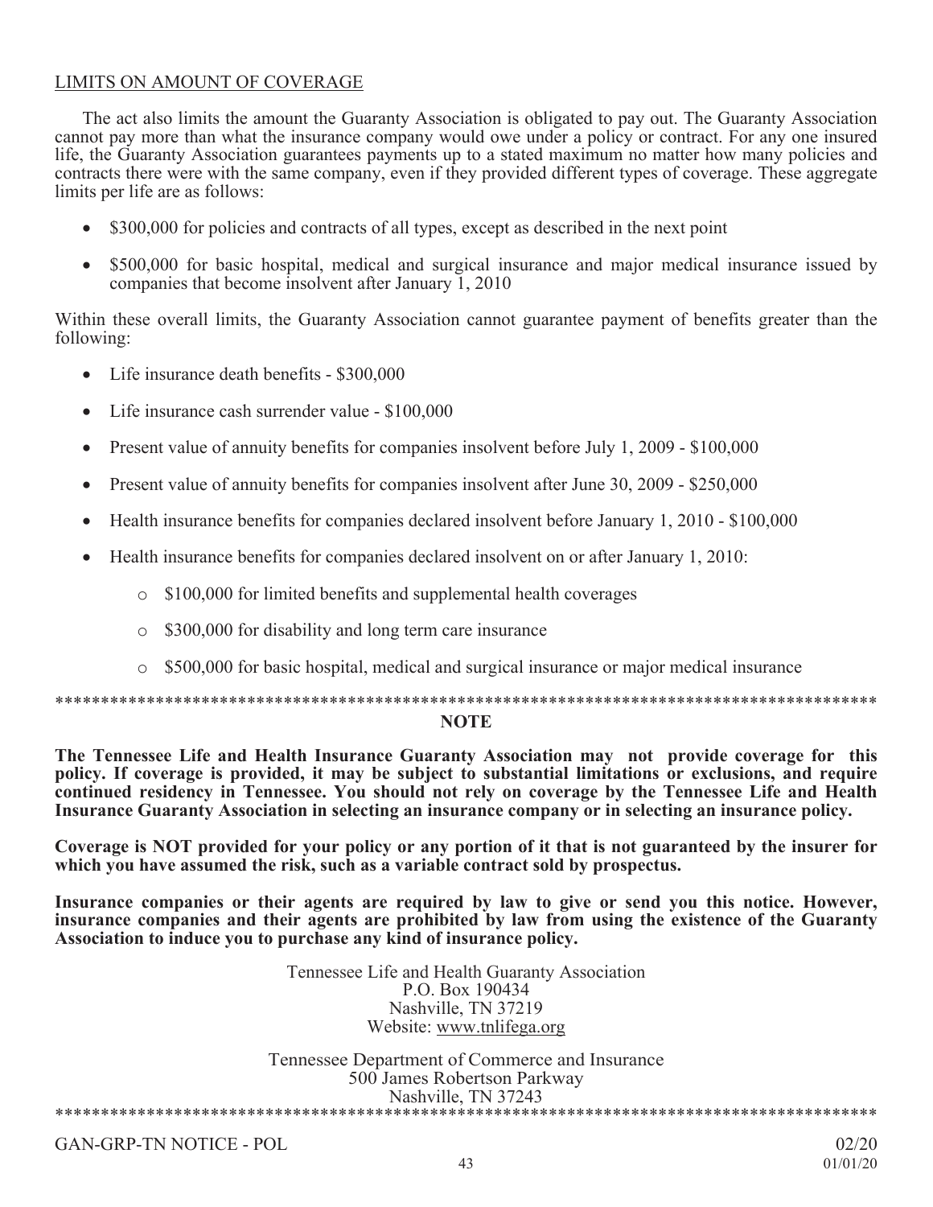## LIMITS ON AMOUNT OF COVERAGE

The act also limits the amount the Guaranty Association is obligated to pay out. The Guaranty Association cannot pay more than what the insurance company would owe under a policy or contract. For any one insured life, the Guaranty Association guarantees payments up to a stated maximum no matter how many policies and contracts there were with the same company, even if they provided different types of coverage. These aggregate limits per life are as follows:

- $300,000 for policies and contracts of all types, except as described in the next point
- $500,000 for basic hospital, medical and surgical insurance and major medical insurance issued by companies that become insolvent after January 1, 2010

Within these overall limits, the Guaranty Association cannot guarantee payment of benefits greater than the following:

- Life insurance death benefits - $300,000
- Life insurance cash surrender value - $100,000
- Present value of annuity benefits for companies insolvent before July 1, 2009 - $100,000
- Present value of annuity benefits for companies insolvent after June 30, 2009 - $250,000
- Health insurance benefits for companies declared insolvent before January 1, 2010 - $100,000
- Health insurance benefits for companies declared insolvent on or after January 1, 2010:
  - $100,000 for limited benefits and supplemental health coverages
  - $300,000 for disability and long term care insurance
  - $500,000 for basic hospital, medical and surgical insurance or major medical insurance

*************************************************************************************************

**NOTE**

**The Tennessee Life and Health Insurance Guaranty Association may not provide coverage for this policy. If coverage is provided, it may be subject to substantial limitations or exclusions, and require continued residency in Tennessee. You should not rely on coverage by the Tennessee Life and Health Insurance Guaranty Association in selecting an insurance company or in selecting an insurance policy.**

**Coverage is NOT provided for your policy or any portion of it that is not guaranteed by the insurer for which you have assumed the risk, such as a variable contract sold by prospectus.**

**Insurance companies or their agents are required by law to give or send you this notice. However, insurance companies and their agents are prohibited by law from using the existence of the Guaranty Association to induce you to purchase any kind of insurance policy.**

Tennessee Life and Health Guaranty Association
P.O. Box 190434
Nashville, TN 37219
Website: www.tnlifega.org

Tennessee Department of Commerce and Insurance
500 James Robertson Parkway
Nashville, TN 37243

*************************************************************************************************

GAN-GRP-TN NOTICE - POL 02/20
01/01/20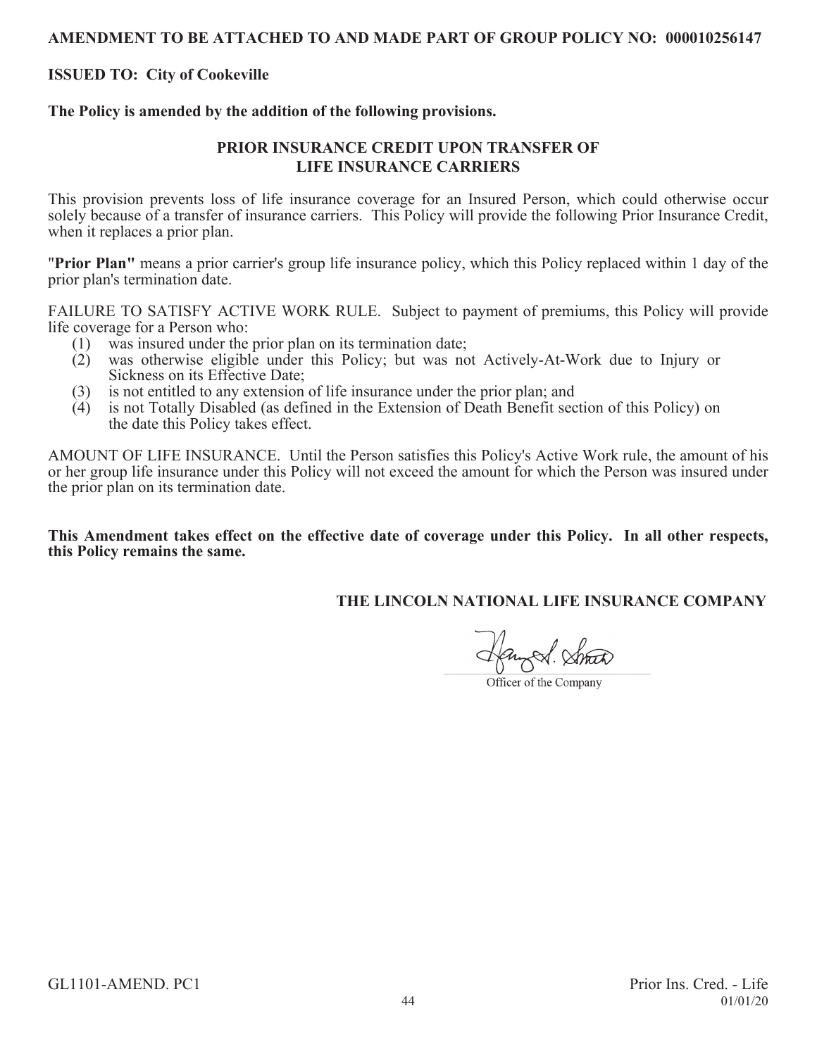**AMENDMENT TO BE ATTACHED TO AND MADE PART OF GROUP POLICY NO: 000010256147**

**ISSUED TO: City of Cookeville**

**The Policy is amended by the addition of the following provisions.**

## PRIOR INSURANCE CREDIT UPON TRANSFER OF LIFE INSURANCE CARRIERS

This provision prevents loss of life insurance coverage for an Insured Person, which could otherwise occur solely because of a transfer of insurance carriers. This Policy will provide the following Prior Insurance Credit, when it replaces a prior plan.

"**Prior Plan"** means a prior carrier's group life insurance policy, which this Policy replaced within 1 day of the prior plan's termination date.

FAILURE TO SATISFY ACTIVE WORK RULE. Subject to payment of premiums, this Policy will provide life coverage for a Person who:

(1) was insured under the prior plan on its termination date;
(2) was otherwise eligible under this Policy; but was not Actively-At-Work due to Injury or Sickness on its Effective Date;
(3) is not entitled to any extension of life insurance under the prior plan; and
(4) is not Totally Disabled (as defined in the Extension of Death Benefit section of this Policy) on the date this Policy takes effect.

AMOUNT OF LIFE INSURANCE. Until the Person satisfies this Policy's Active Work rule, the amount of his or her group life insurance under this Policy will not exceed the amount for which the Person was insured under the prior plan on its termination date.

**This Amendment takes effect on the effective date of coverage under this Policy. In all other respects, this Policy remains the same.**

**THE LINCOLN NATIONAL LIFE INSURANCE COMPANY**

Officer of the Company

GL1101-AMEND. PC1

Prior Ins. Cred. - Life
01/01/20